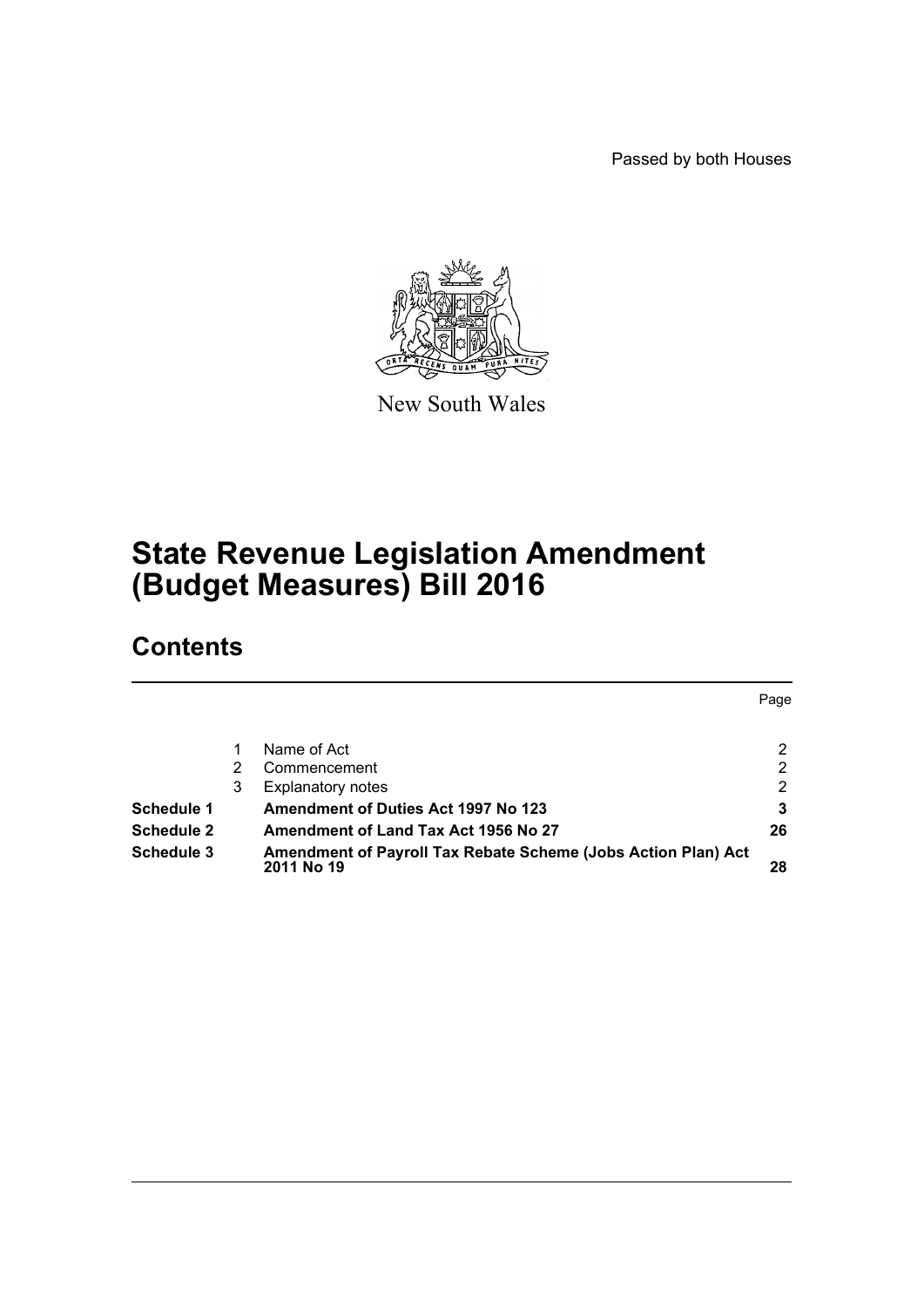Passed by both Houses

New South Wales

# State Revenue Legislation Amendment (Budget Measures) Bill 2016

## Contents

| | | | Page |
|---|---|---|---|
| | 1 | Name of Act | 2 |
| | 2 | Commencement | 2 |
| | 3 | Explanatory notes | 2 |
| **Schedule 1** | | **Amendment of Duties Act 1997 No 123** | **3** |
| **Schedule 2** | | **Amendment of Land Tax Act 1956 No 27** | **26** |
| **Schedule 3** | | **Amendment of Payroll Tax Rebate Scheme (Jobs Action Plan) Act 2011 No 19** | **28** |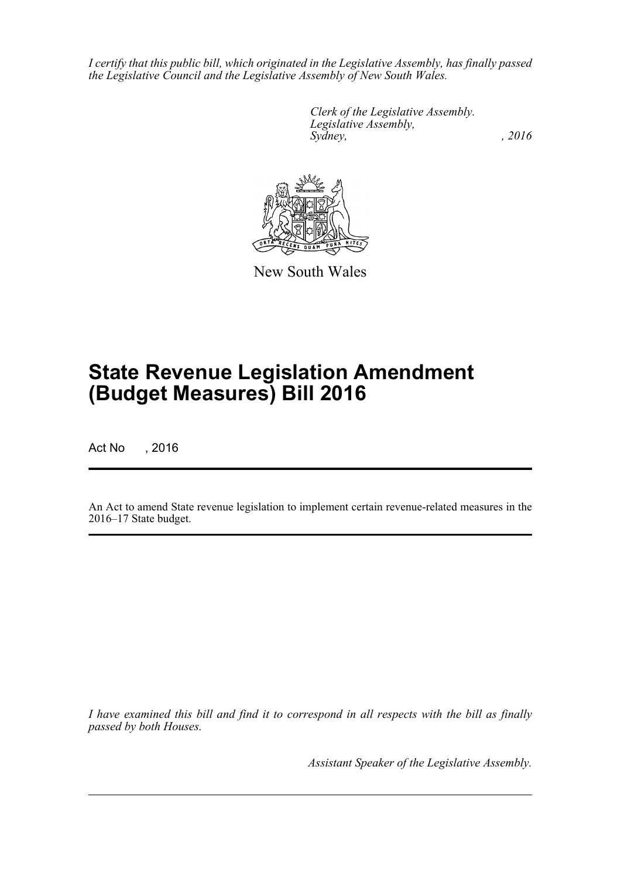*I certify that this public bill, which originated in the Legislative Assembly, has finally passed the Legislative Council and the Legislative Assembly of New South Wales.*

*Clerk of the Legislative Assembly.*
*Legislative Assembly,*
*Sydney, , 2016*

New South Wales

# State Revenue Legislation Amendment (Budget Measures) Bill 2016

Act No , 2016

An Act to amend State revenue legislation to implement certain revenue-related measures in the 2016–17 State budget.

*I have examined this bill and find it to correspond in all respects with the bill as finally passed by both Houses.*

*Assistant Speaker of the Legislative Assembly.*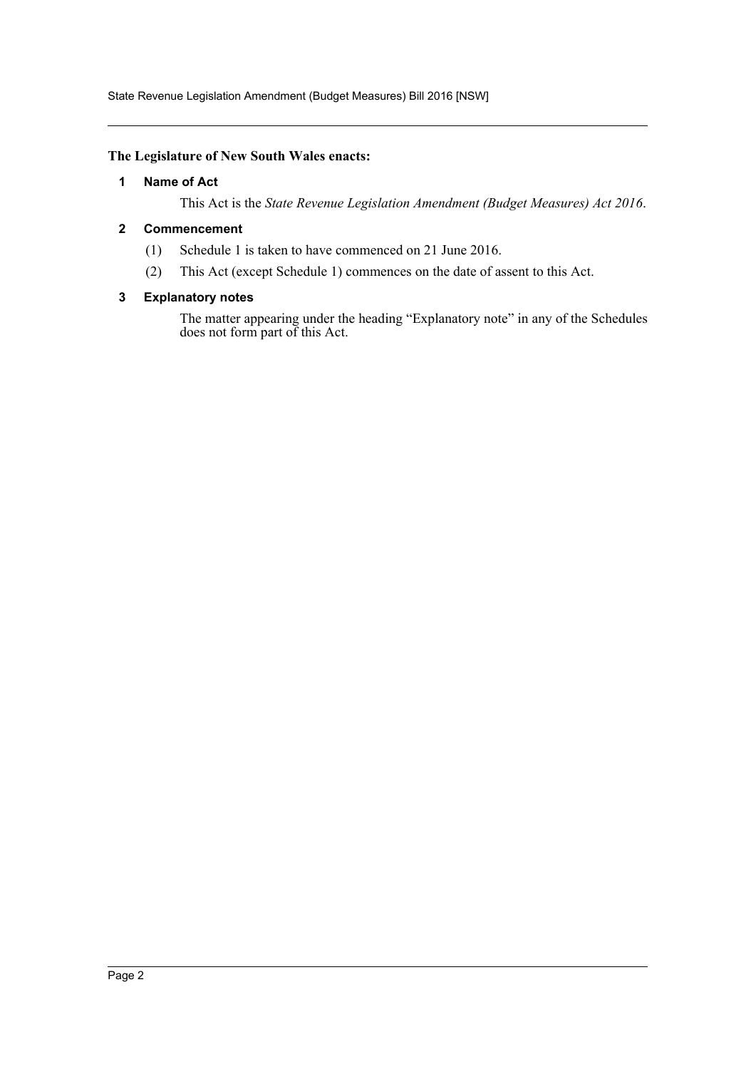**The Legislature of New South Wales enacts:**

### 1 Name of Act

This Act is the *State Revenue Legislation Amendment (Budget Measures) Act 2016*.

### 2 Commencement

(1) Schedule 1 is taken to have commenced on 21 June 2016.

(2) This Act (except Schedule 1) commences on the date of assent to this Act.

### 3 Explanatory notes

The matter appearing under the heading "Explanatory note" in any of the Schedules does not form part of this Act.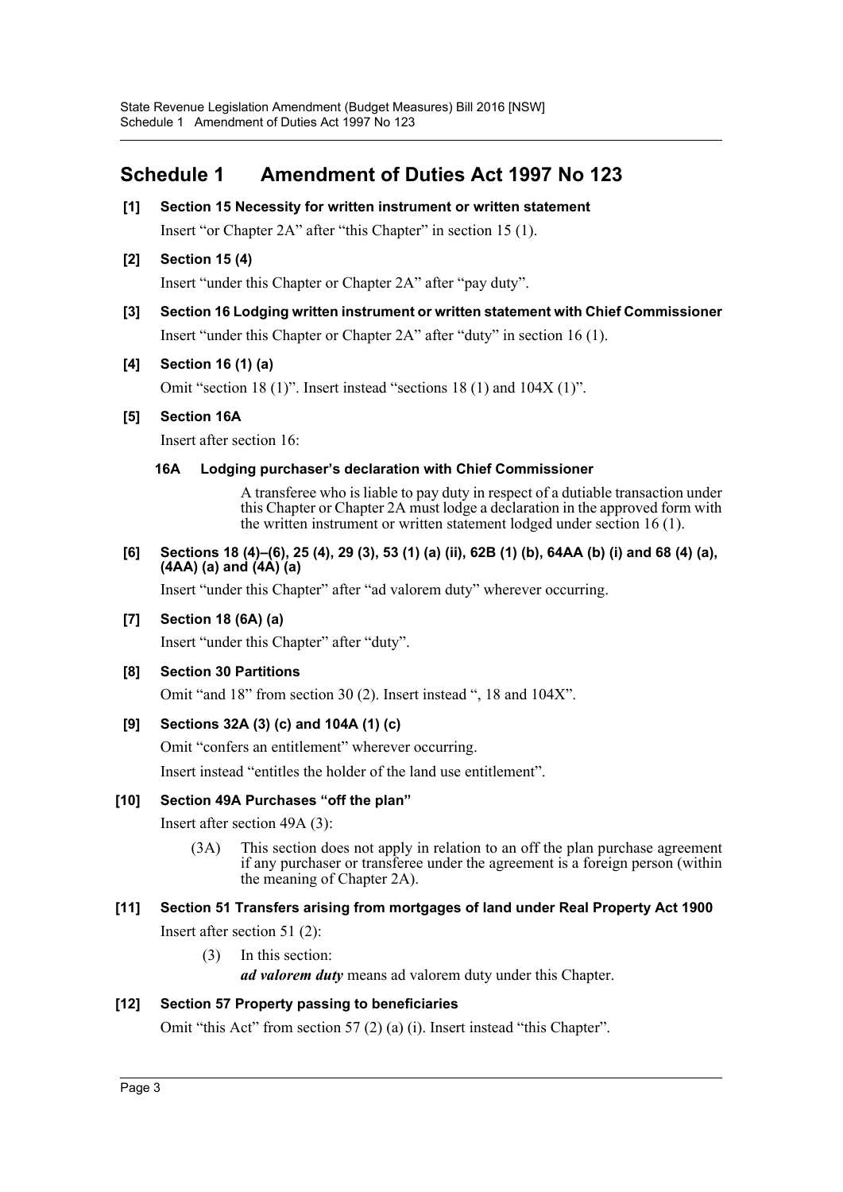# Schedule 1 Amendment of Duties Act 1997 No 123

**[1] Section 15 Necessity for written instrument or written statement**

Insert "or Chapter 2A" after "this Chapter" in section 15 (1).

**[2] Section 15 (4)**

Insert "under this Chapter or Chapter 2A" after "pay duty".

**[3] Section 16 Lodging written instrument or written statement with Chief Commissioner**

Insert "under this Chapter or Chapter 2A" after "duty" in section 16 (1).

**[4] Section 16 (1) (a)**

Omit "section 18 (1)". Insert instead "sections 18 (1) and 104X (1)".

**[5] Section 16A**

Insert after section 16:

**16A Lodging purchaser's declaration with Chief Commissioner**

A transferee who is liable to pay duty in respect of a dutiable transaction under this Chapter or Chapter 2A must lodge a declaration in the approved form with the written instrument or written statement lodged under section 16 (1).

**[6] Sections 18 (4)–(6), 25 (4), 29 (3), 53 (1) (a) (ii), 62B (1) (b), 64AA (b) (i) and 68 (4) (a), (4AA) (a) and (4A) (a)**

Insert "under this Chapter" after "ad valorem duty" wherever occurring.

**[7] Section 18 (6A) (a)**

Insert "under this Chapter" after "duty".

**[8] Section 30 Partitions**

Omit "and 18" from section 30 (2). Insert instead ", 18 and 104X".

**[9] Sections 32A (3) (c) and 104A (1) (c)**

Omit "confers an entitlement" wherever occurring.

Insert instead "entitles the holder of the land use entitlement".

**[10] Section 49A Purchases "off the plan"**

Insert after section 49A (3):

(3A) This section does not apply in relation to an off the plan purchase agreement if any purchaser or transferee under the agreement is a foreign person (within the meaning of Chapter 2A).

**[11] Section 51 Transfers arising from mortgages of land under Real Property Act 1900**

Insert after section 51 (2):

(3) In this section:

***ad valorem duty*** means ad valorem duty under this Chapter.

**[12] Section 57 Property passing to beneficiaries**

Omit "this Act" from section 57 (2) (a) (i). Insert instead "this Chapter".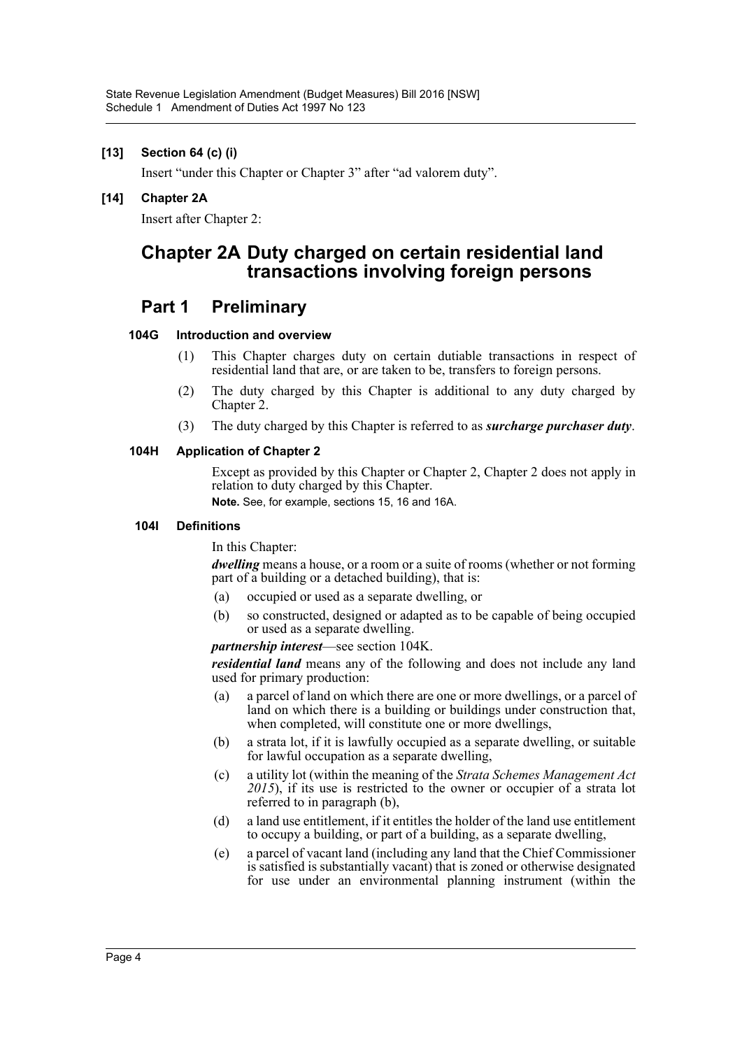**[13] Section 64 (c) (i)**

Insert "under this Chapter or Chapter 3" after "ad valorem duty".

**[14] Chapter 2A**

Insert after Chapter 2:

# Chapter 2A Duty charged on certain residential land transactions involving foreign persons

## Part 1 Preliminary

### 104G Introduction and overview

(1) This Chapter charges duty on certain dutiable transactions in respect of residential land that are, or are taken to be, transfers to foreign persons.

(2) The duty charged by this Chapter is additional to any duty charged by Chapter 2.

(3) The duty charged by this Chapter is referred to as ***surcharge purchaser duty***.

### 104H Application of Chapter 2

Except as provided by this Chapter or Chapter 2, Chapter 2 does not apply in relation to duty charged by this Chapter.

**Note.** See, for example, sections 15, 16 and 16A.

### 104I Definitions

In this Chapter:

***dwelling*** means a house, or a room or a suite of rooms (whether or not forming part of a building or a detached building), that is:

(a) occupied or used as a separate dwelling, or

(b) so constructed, designed or adapted as to be capable of being occupied or used as a separate dwelling.

***partnership interest***—see section 104K.

***residential land*** means any of the following and does not include any land used for primary production:

(a) a parcel of land on which there are one or more dwellings, or a parcel of land on which there is a building or buildings under construction that, when completed, will constitute one or more dwellings,

(b) a strata lot, if it is lawfully occupied as a separate dwelling, or suitable for lawful occupation as a separate dwelling,

(c) a utility lot (within the meaning of the *Strata Schemes Management Act 2015*), if its use is restricted to the owner or occupier of a strata lot referred to in paragraph (b),

(d) a land use entitlement, if it entitles the holder of the land use entitlement to occupy a building, or part of a building, as a separate dwelling,

(e) a parcel of vacant land (including any land that the Chief Commissioner is satisfied is substantially vacant) that is zoned or otherwise designated for use under an environmental planning instrument (within the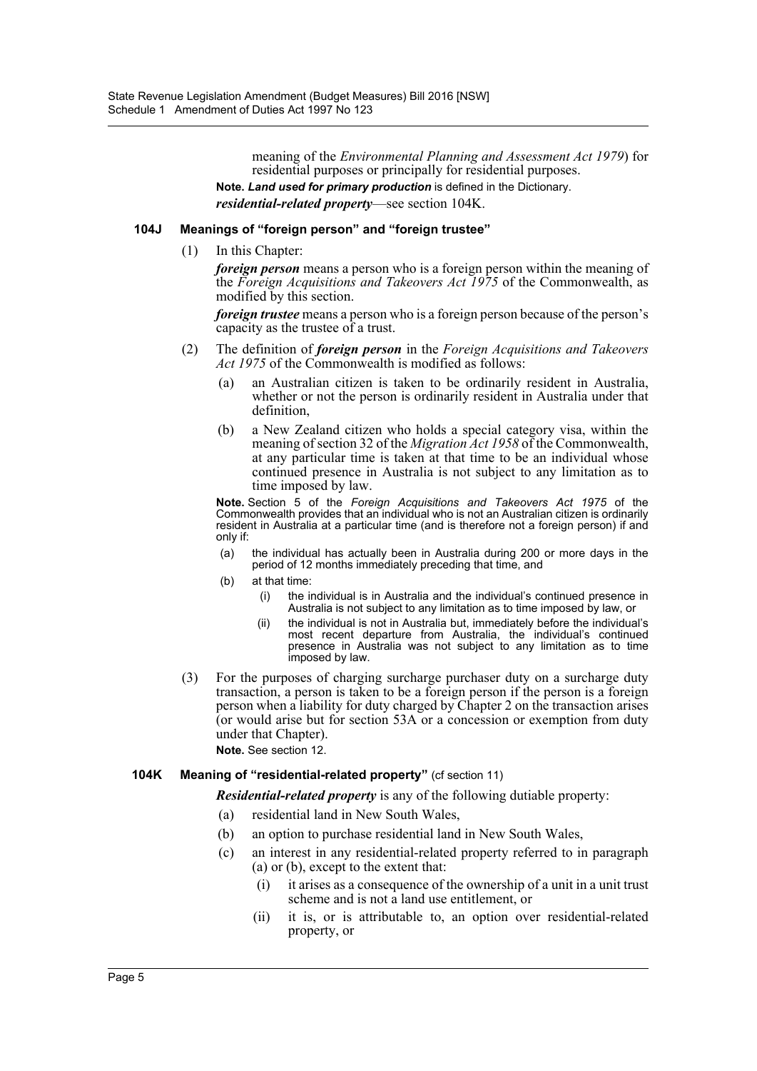meaning of the *Environmental Planning and Assessment Act 1979*) for residential purposes or principally for residential purposes.

**Note.** ***Land used for primary production*** is defined in the Dictionary.

***residential-related property***—see section 104K.

### 104J Meanings of "foreign person" and "foreign trustee"

(1) In this Chapter:

***foreign person*** means a person who is a foreign person within the meaning of the *Foreign Acquisitions and Takeovers Act 1975* of the Commonwealth, as modified by this section.

***foreign trustee*** means a person who is a foreign person because of the person's capacity as the trustee of a trust.

(2) The definition of ***foreign person*** in the *Foreign Acquisitions and Takeovers Act 1975* of the Commonwealth is modified as follows:

- (a) an Australian citizen is taken to be ordinarily resident in Australia, whether or not the person is ordinarily resident in Australia under that definition,
- (b) a New Zealand citizen who holds a special category visa, within the meaning of section 32 of the *Migration Act 1958* of the Commonwealth, at any particular time is taken at that time to be an individual whose continued presence in Australia is not subject to any limitation as to time imposed by law.

**Note.** Section 5 of the *Foreign Acquisitions and Takeovers Act 1975* of the Commonwealth provides that an individual who is not an Australian citizen is ordinarily resident in Australia at a particular time (and is therefore not a foreign person) if and only if:

- (a) the individual has actually been in Australia during 200 or more days in the period of 12 months immediately preceding that time, and
- (b) at that time:
  - (i) the individual is in Australia and the individual's continued presence in Australia is not subject to any limitation as to time imposed by law, or
  - (ii) the individual is not in Australia but, immediately before the individual's most recent departure from Australia, the individual's continued presence in Australia was not subject to any limitation as to time imposed by law.

(3) For the purposes of charging surcharge purchaser duty on a surcharge duty transaction, a person is taken to be a foreign person if the person is a foreign person when a liability for duty charged by Chapter 2 on the transaction arises (or would arise but for section 53A or a concession or exemption from duty under that Chapter).

**Note.** See section 12.

### 104K Meaning of "residential-related property" (cf section 11)

***Residential-related property*** is any of the following dutiable property:

- (a) residential land in New South Wales,
- (b) an option to purchase residential land in New South Wales,
- (c) an interest in any residential-related property referred to in paragraph (a) or (b), except to the extent that:
  - (i) it arises as a consequence of the ownership of a unit in a unit trust scheme and is not a land use entitlement, or
  - (ii) it is, or is attributable to, an option over residential-related property, or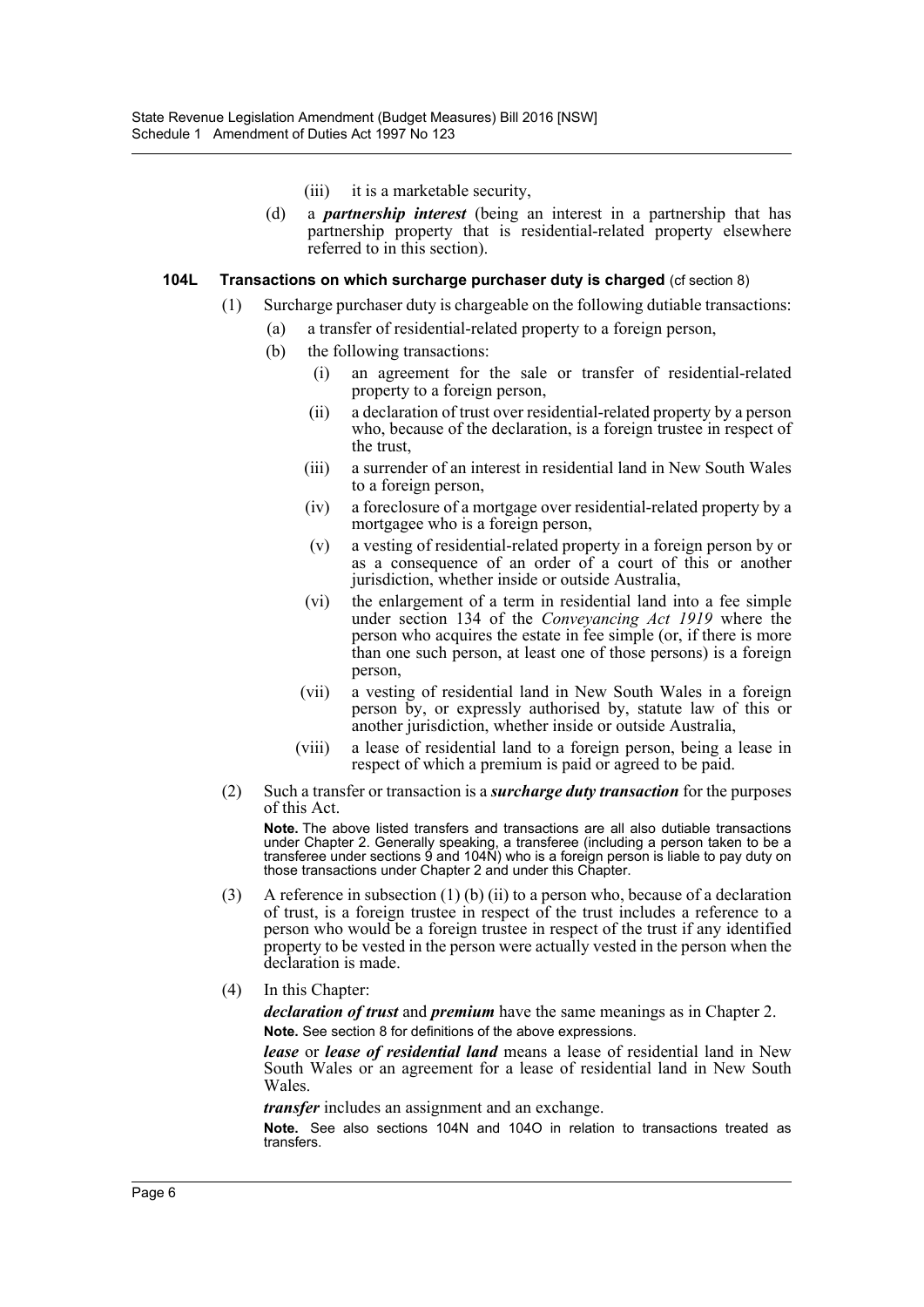(iii) it is a marketable security,

(d) a ***partnership interest*** (being an interest in a partnership that has partnership property that is residential-related property elsewhere referred to in this section).

### 104L Transactions on which surcharge purchaser duty is charged (cf section 8)

(1) Surcharge purchaser duty is chargeable on the following dutiable transactions:

(a) a transfer of residential-related property to a foreign person,

(b) the following transactions:

(i) an agreement for the sale or transfer of residential-related property to a foreign person,

(ii) a declaration of trust over residential-related property by a person who, because of the declaration, is a foreign trustee in respect of the trust,

(iii) a surrender of an interest in residential land in New South Wales to a foreign person,

(iv) a foreclosure of a mortgage over residential-related property by a mortgagee who is a foreign person,

(v) a vesting of residential-related property in a foreign person by or as a consequence of an order of a court of this or another jurisdiction, whether inside or outside Australia,

(vi) the enlargement of a term in residential land into a fee simple under section 134 of the *Conveyancing Act 1919* where the person who acquires the estate in fee simple (or, if there is more than one such person, at least one of those persons) is a foreign person,

(vii) a vesting of residential land in New South Wales in a foreign person by, or expressly authorised by, statute law of this or another jurisdiction, whether inside or outside Australia,

(viii) a lease of residential land to a foreign person, being a lease in respect of which a premium is paid or agreed to be paid.

(2) Such a transfer or transaction is a ***surcharge duty transaction*** for the purposes of this Act.

**Note.** The above listed transfers and transactions are all also dutiable transactions under Chapter 2. Generally speaking, a transferee (including a person taken to be a transferee under sections 9 and 104N) who is a foreign person is liable to pay duty on those transactions under Chapter 2 and under this Chapter.

(3) A reference in subsection (1) (b) (ii) to a person who, because of a declaration of trust, is a foreign trustee in respect of the trust includes a reference to a person who would be a foreign trustee in respect of the trust if any identified property to be vested in the person were actually vested in the person when the declaration is made.

(4) In this Chapter:

***declaration of trust*** and ***premium*** have the same meanings as in Chapter 2.

**Note.** See section 8 for definitions of the above expressions.

***lease*** or ***lease of residential land*** means a lease of residential land in New South Wales or an agreement for a lease of residential land in New South Wales.

***transfer*** includes an assignment and an exchange.

**Note.** See also sections 104N and 104O in relation to transactions treated as transfers.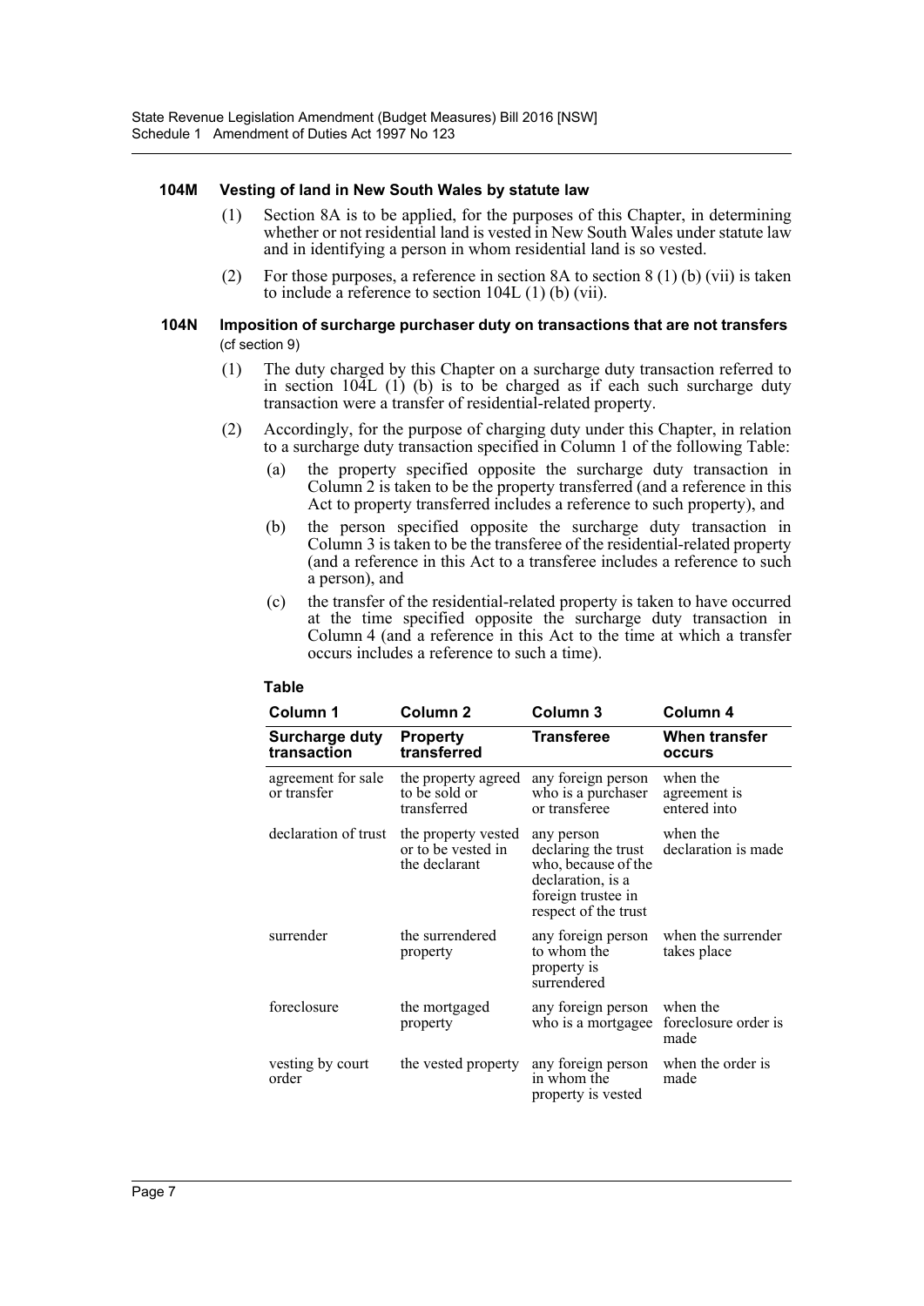### 104M Vesting of land in New South Wales by statute law

(1) Section 8A is to be applied, for the purposes of this Chapter, in determining whether or not residential land is vested in New South Wales under statute law and in identifying a person in whom residential land is so vested.

(2) For those purposes, a reference in section 8A to section 8 (1) (b) (vii) is taken to include a reference to section 104L (1) (b) (vii).

### 104N Imposition of surcharge purchaser duty on transactions that are not transfers (cf section 9)

(1) The duty charged by this Chapter on a surcharge duty transaction referred to in section 104L (1) (b) is to be charged as if each such surcharge duty transaction were a transfer of residential-related property.

(2) Accordingly, for the purpose of charging duty under this Chapter, in relation to a surcharge duty transaction specified in Column 1 of the following Table:

(a) the property specified opposite the surcharge duty transaction in Column 2 is taken to be the property transferred (and a reference in this Act to property transferred includes a reference to such property), and

(b) the person specified opposite the surcharge duty transaction in Column 3 is taken to be the transferee of the residential-related property (and a reference in this Act to a transferee includes a reference to such a person), and

(c) the transfer of the residential-related property is taken to have occurred at the time specified opposite the surcharge duty transaction in Column 4 (and a reference in this Act to the time at which a transfer occurs includes a reference to such a time).

**Table**

| Column 1 | Column 2 | Column 3 | Column 4 |
|---|---|---|---|
| **Surcharge duty transaction** | **Property transferred** | **Transferee** | **When transfer occurs** |
| agreement for sale or transfer | the property agreed to be sold or transferred | any foreign person who is a purchaser or transferee | when the agreement is entered into |
| declaration of trust | the property vested or to be vested in the declarant | any person declaring the trust who, because of the declaration, is a foreign trustee in respect of the trust | when the declaration is made |
| surrender | the surrendered property | any foreign person to whom the property is surrendered | when the surrender takes place |
| foreclosure | the mortgaged property | any foreign person who is a mortgagee | when the foreclosure order is made |
| vesting by court order | the vested property | any foreign person in whom the property is vested | when the order is made |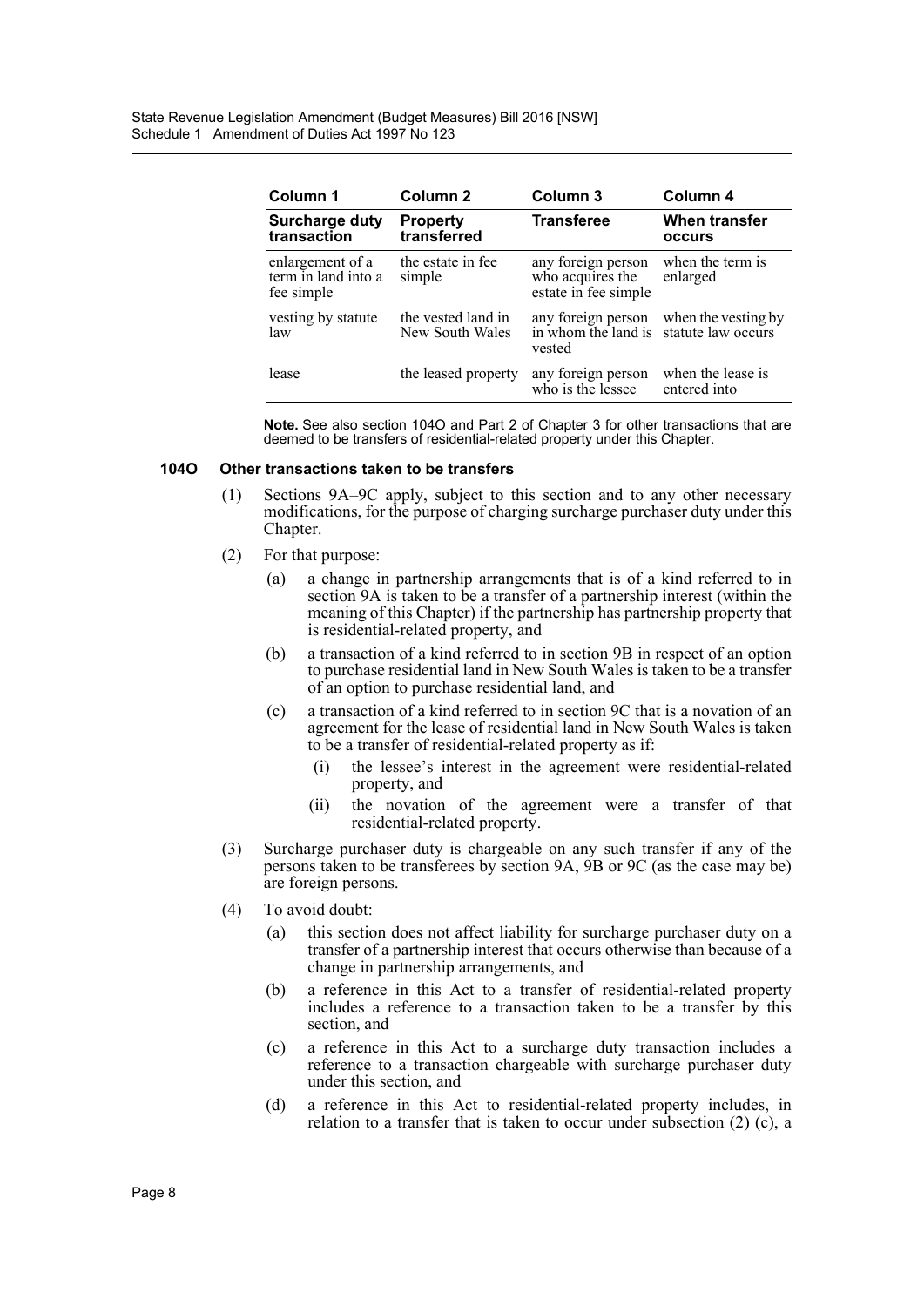| Column 1 | Column 2 | Column 3 | Column 4 |
|---|---|---|---|
| **Surcharge duty transaction** | **Property transferred** | **Transferee** | **When transfer occurs** |
| enlargement of a term in land into a fee simple | the estate in fee simple | any foreign person who acquires the estate in fee simple | when the term is enlarged |
| vesting by statute law | the vested land in New South Wales | any foreign person in whom the land is vested | when the vesting by statute law occurs |
| lease | the leased property | any foreign person who is the lessee | when the lease is entered into |

**Note.** See also section 104O and Part 2 of Chapter 3 for other transactions that are deemed to be transfers of residential-related property under this Chapter.

### 104O Other transactions taken to be transfers

(1) Sections 9A–9C apply, subject to this section and to any other necessary modifications, for the purpose of charging surcharge purchaser duty under this Chapter.

(2) For that purpose:

(a) a change in partnership arrangements that is of a kind referred to in section 9A is taken to be a transfer of a partnership interest (within the meaning of this Chapter) if the partnership has partnership property that is residential-related property, and

(b) a transaction of a kind referred to in section 9B in respect of an option to purchase residential land in New South Wales is taken to be a transfer of an option to purchase residential land, and

(c) a transaction of a kind referred to in section 9C that is a novation of an agreement for the lease of residential land in New South Wales is taken to be a transfer of residential-related property as if:

(i) the lessee's interest in the agreement were residential-related property, and

(ii) the novation of the agreement were a transfer of that residential-related property.

(3) Surcharge purchaser duty is chargeable on any such transfer if any of the persons taken to be transferees by section 9A, 9B or 9C (as the case may be) are foreign persons.

(4) To avoid doubt:

(a) this section does not affect liability for surcharge purchaser duty on a transfer of a partnership interest that occurs otherwise than because of a change in partnership arrangements, and

(b) a reference in this Act to a transfer of residential-related property includes a reference to a transaction taken to be a transfer by this section, and

(c) a reference in this Act to a surcharge duty transaction includes a reference to a transaction chargeable with surcharge purchaser duty under this section, and

(d) a reference in this Act to residential-related property includes, in relation to a transfer that is taken to occur under subsection (2) (c), a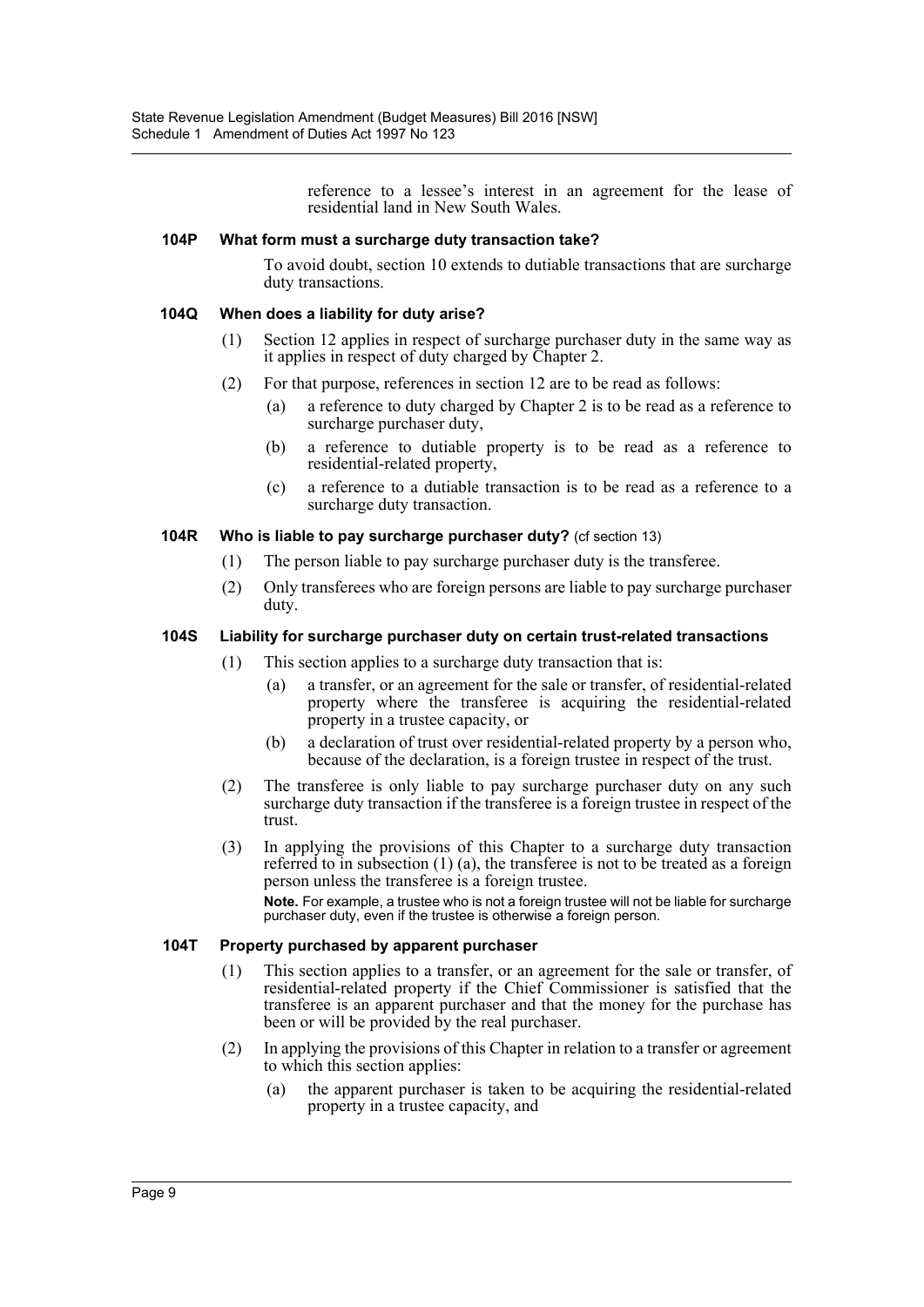reference to a lessee's interest in an agreement for the lease of residential land in New South Wales.

### 104P What form must a surcharge duty transaction take?

To avoid doubt, section 10 extends to dutiable transactions that are surcharge duty transactions.

### 104Q When does a liability for duty arise?

(1) Section 12 applies in respect of surcharge purchaser duty in the same way as it applies in respect of duty charged by Chapter 2.

(2) For that purpose, references in section 12 are to be read as follows:

(a) a reference to duty charged by Chapter 2 is to be read as a reference to surcharge purchaser duty,

(b) a reference to dutiable property is to be read as a reference to residential-related property,

(c) a reference to a dutiable transaction is to be read as a reference to a surcharge duty transaction.

### 104R Who is liable to pay surcharge purchaser duty? (cf section 13)

(1) The person liable to pay surcharge purchaser duty is the transferee.

(2) Only transferees who are foreign persons are liable to pay surcharge purchaser duty.

### 104S Liability for surcharge purchaser duty on certain trust-related transactions

(1) This section applies to a surcharge duty transaction that is:

(a) a transfer, or an agreement for the sale or transfer, of residential-related property where the transferee is acquiring the residential-related property in a trustee capacity, or

(b) a declaration of trust over residential-related property by a person who, because of the declaration, is a foreign trustee in respect of the trust.

(2) The transferee is only liable to pay surcharge purchaser duty on any such surcharge duty transaction if the transferee is a foreign trustee in respect of the trust.

(3) In applying the provisions of this Chapter to a surcharge duty transaction referred to in subsection (1) (a), the transferee is not to be treated as a foreign person unless the transferee is a foreign trustee.

**Note.** For example, a trustee who is not a foreign trustee will not be liable for surcharge purchaser duty, even if the trustee is otherwise a foreign person.

### 104T Property purchased by apparent purchaser

(1) This section applies to a transfer, or an agreement for the sale or transfer, of residential-related property if the Chief Commissioner is satisfied that the transferee is an apparent purchaser and that the money for the purchase has been or will be provided by the real purchaser.

(2) In applying the provisions of this Chapter in relation to a transfer or agreement to which this section applies:

(a) the apparent purchaser is taken to be acquiring the residential-related property in a trustee capacity, and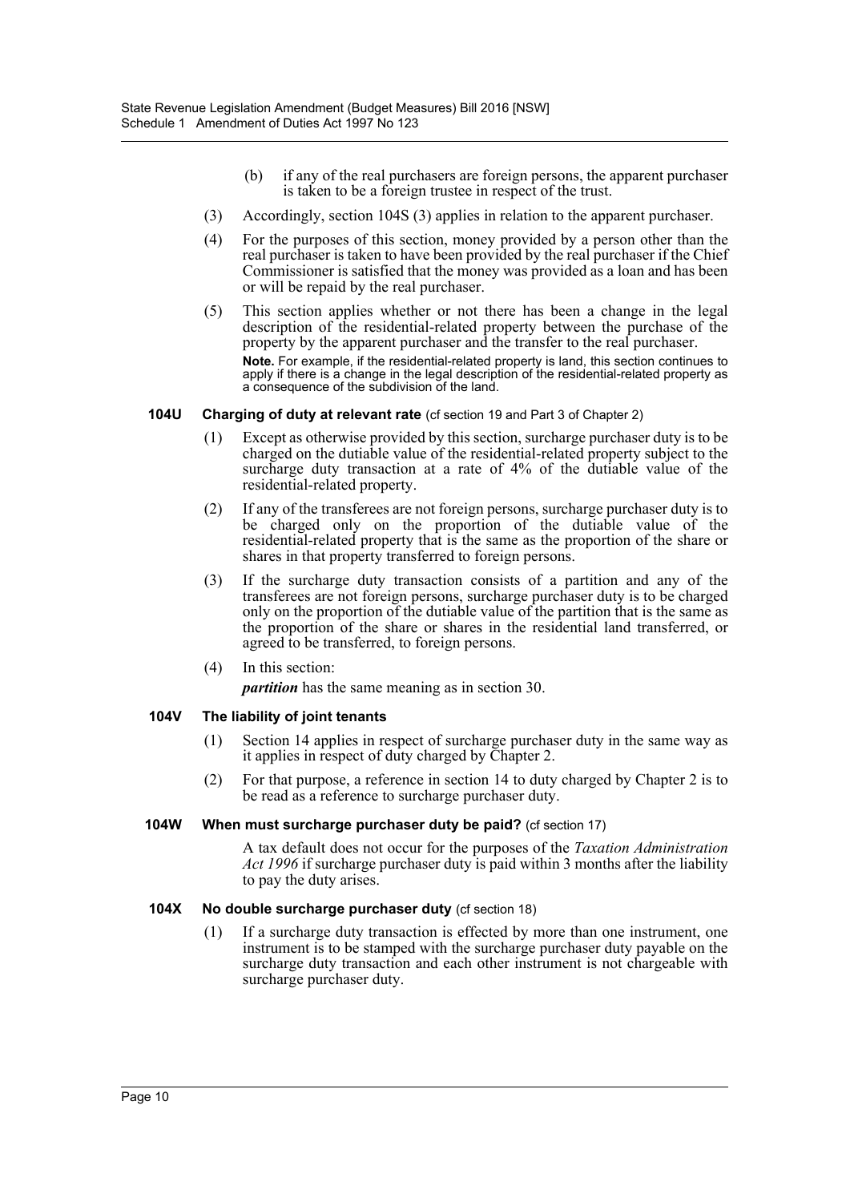(b) if any of the real purchasers are foreign persons, the apparent purchaser is taken to be a foreign trustee in respect of the trust.

(3) Accordingly, section 104S (3) applies in relation to the apparent purchaser.

(4) For the purposes of this section, money provided by a person other than the real purchaser is taken to have been provided by the real purchaser if the Chief Commissioner is satisfied that the money was provided as a loan and has been or will be repaid by the real purchaser.

(5) This section applies whether or not there has been a change in the legal description of the residential-related property between the purchase of the property by the apparent purchaser and the transfer to the real purchaser.

**Note.** For example, if the residential-related property is land, this section continues to apply if there is a change in the legal description of the residential-related property as a consequence of the subdivision of the land.

### 104U Charging of duty at relevant rate (cf section 19 and Part 3 of Chapter 2)

(1) Except as otherwise provided by this section, surcharge purchaser duty is to be charged on the dutiable value of the residential-related property subject to the surcharge duty transaction at a rate of 4% of the dutiable value of the residential-related property.

(2) If any of the transferees are not foreign persons, surcharge purchaser duty is to be charged only on the proportion of the dutiable value of the residential-related property that is the same as the proportion of the share or shares in that property transferred to foreign persons.

(3) If the surcharge duty transaction consists of a partition and any of the transferees are not foreign persons, surcharge purchaser duty is to be charged only on the proportion of the dutiable value of the partition that is the same as the proportion of the share or shares in the residential land transferred, or agreed to be transferred, to foreign persons.

(4) In this section:

*partition* has the same meaning as in section 30.

### 104V The liability of joint tenants

(1) Section 14 applies in respect of surcharge purchaser duty in the same way as it applies in respect of duty charged by Chapter 2.

(2) For that purpose, a reference in section 14 to duty charged by Chapter 2 is to be read as a reference to surcharge purchaser duty.

### 104W When must surcharge purchaser duty be paid? (cf section 17)

A tax default does not occur for the purposes of the *Taxation Administration Act 1996* if surcharge purchaser duty is paid within 3 months after the liability to pay the duty arises.

### 104X No double surcharge purchaser duty (cf section 18)

(1) If a surcharge duty transaction is effected by more than one instrument, one instrument is to be stamped with the surcharge purchaser duty payable on the surcharge duty transaction and each other instrument is not chargeable with surcharge purchaser duty.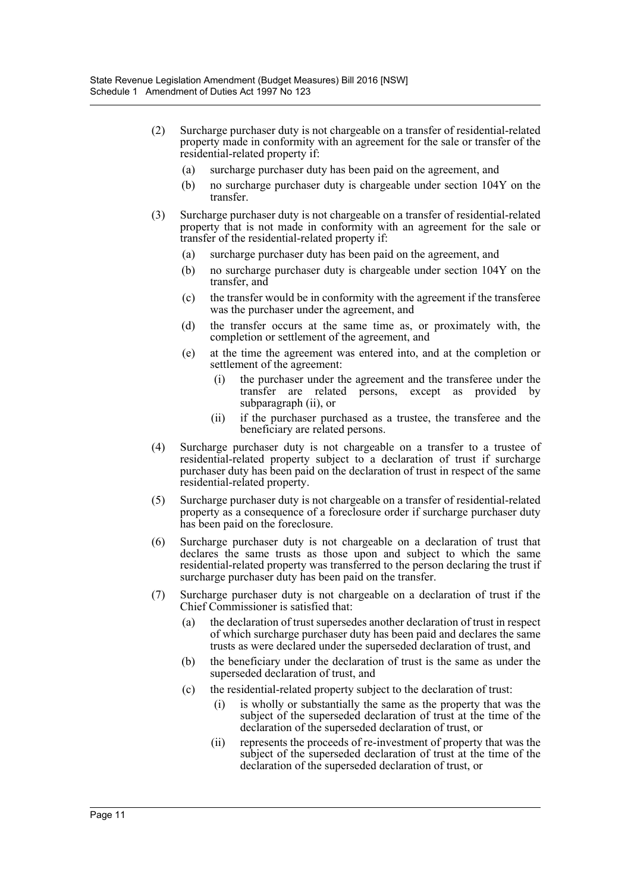(2) Surcharge purchaser duty is not chargeable on a transfer of residential-related property made in conformity with an agreement for the sale or transfer of the residential-related property if:

  (a) surcharge purchaser duty has been paid on the agreement, and

  (b) no surcharge purchaser duty is chargeable under section 104Y on the transfer.

(3) Surcharge purchaser duty is not chargeable on a transfer of residential-related property that is not made in conformity with an agreement for the sale or transfer of the residential-related property if:

  (a) surcharge purchaser duty has been paid on the agreement, and

  (b) no surcharge purchaser duty is chargeable under section 104Y on the transfer, and

  (c) the transfer would be in conformity with the agreement if the transferee was the purchaser under the agreement, and

  (d) the transfer occurs at the same time as, or proximately with, the completion or settlement of the agreement, and

  (e) at the time the agreement was entered into, and at the completion or settlement of the agreement:

    (i) the purchaser under the agreement and the transferee under the transfer are related persons, except as provided by subparagraph (ii), or

    (ii) if the purchaser purchased as a trustee, the transferee and the beneficiary are related persons.

(4) Surcharge purchaser duty is not chargeable on a transfer to a trustee of residential-related property subject to a declaration of trust if surcharge purchaser duty has been paid on the declaration of trust in respect of the same residential-related property.

(5) Surcharge purchaser duty is not chargeable on a transfer of residential-related property as a consequence of a foreclosure order if surcharge purchaser duty has been paid on the foreclosure.

(6) Surcharge purchaser duty is not chargeable on a declaration of trust that declares the same trusts as those upon and subject to which the same residential-related property was transferred to the person declaring the trust if surcharge purchaser duty has been paid on the transfer.

(7) Surcharge purchaser duty is not chargeable on a declaration of trust if the Chief Commissioner is satisfied that:

  (a) the declaration of trust supersedes another declaration of trust in respect of which surcharge purchaser duty has been paid and declares the same trusts as were declared under the superseded declaration of trust, and

  (b) the beneficiary under the declaration of trust is the same as under the superseded declaration of trust, and

  (c) the residential-related property subject to the declaration of trust:

    (i) is wholly or substantially the same as the property that was the subject of the superseded declaration of trust at the time of the declaration of the superseded declaration of trust, or

    (ii) represents the proceeds of re-investment of property that was the subject of the superseded declaration of trust at the time of the declaration of the superseded declaration of trust, or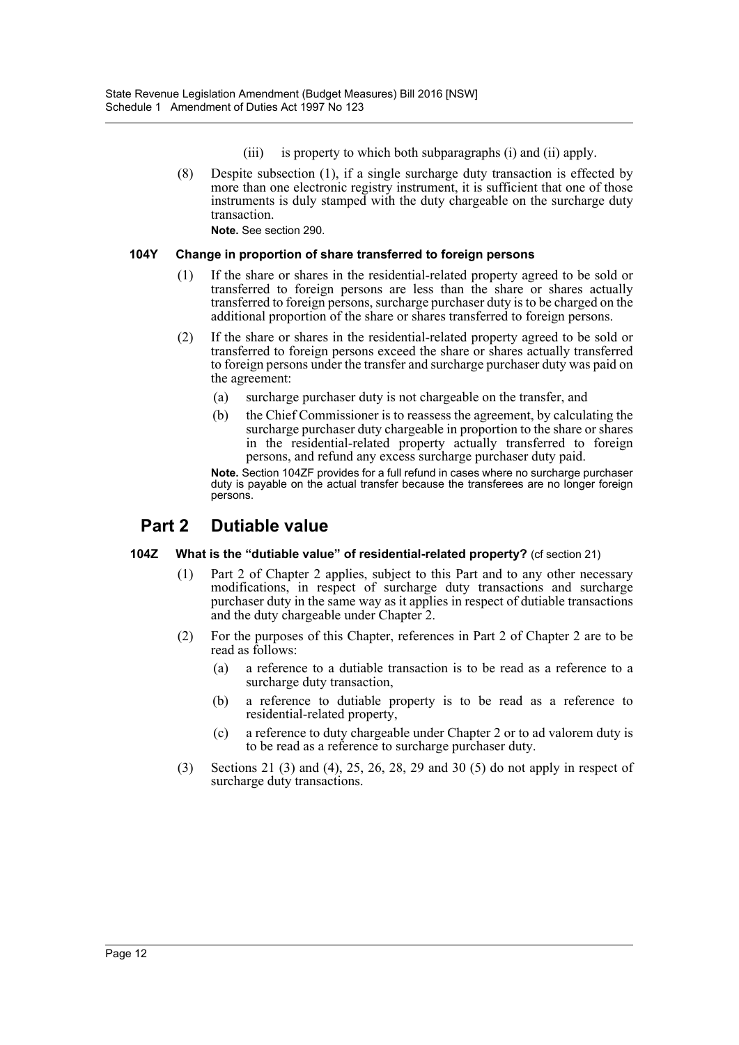(iii) is property to which both subparagraphs (i) and (ii) apply.

(8) Despite subsection (1), if a single surcharge duty transaction is effected by more than one electronic registry instrument, it is sufficient that one of those instruments is duly stamped with the duty chargeable on the surcharge duty transaction.

**Note.** See section 290.

#### 104Y Change in proportion of share transferred to foreign persons

(1) If the share or shares in the residential-related property agreed to be sold or transferred to foreign persons are less than the share or shares actually transferred to foreign persons, surcharge purchaser duty is to be charged on the additional proportion of the share or shares transferred to foreign persons.

(2) If the share or shares in the residential-related property agreed to be sold or transferred to foreign persons exceed the share or shares actually transferred to foreign persons under the transfer and surcharge purchaser duty was paid on the agreement:

- (a) surcharge purchaser duty is not chargeable on the transfer, and
- (b) the Chief Commissioner is to reassess the agreement, by calculating the surcharge purchaser duty chargeable in proportion to the share or shares in the residential-related property actually transferred to foreign persons, and refund any excess surcharge purchaser duty paid.

**Note.** Section 104ZF provides for a full refund in cases where no surcharge purchaser duty is payable on the actual transfer because the transferees are no longer foreign persons.

## Part 2 Dutiable value

#### 104Z What is the "dutiable value" of residential-related property? (cf section 21)

(1) Part 2 of Chapter 2 applies, subject to this Part and to any other necessary modifications, in respect of surcharge duty transactions and surcharge purchaser duty in the same way as it applies in respect of dutiable transactions and the duty chargeable under Chapter 2.

(2) For the purposes of this Chapter, references in Part 2 of Chapter 2 are to be read as follows:

- (a) a reference to a dutiable transaction is to be read as a reference to a surcharge duty transaction,
- (b) a reference to dutiable property is to be read as a reference to residential-related property,
- (c) a reference to duty chargeable under Chapter 2 or to ad valorem duty is to be read as a reference to surcharge purchaser duty.

(3) Sections 21 (3) and (4), 25, 26, 28, 29 and 30 (5) do not apply in respect of surcharge duty transactions.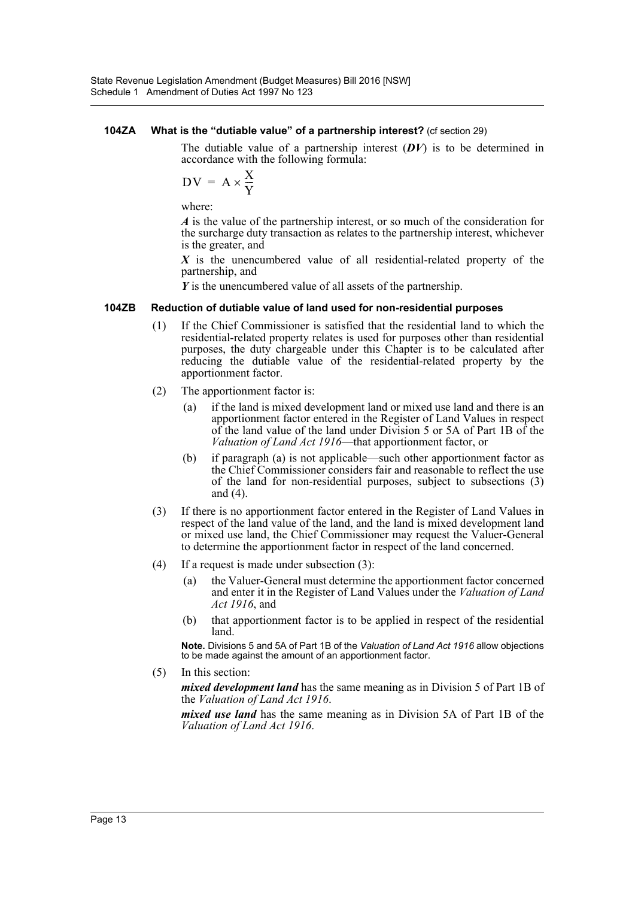#### 104ZA What is the "dutiable value" of a partnership interest? (cf section 29)

The dutiable value of a partnership interest (***DV***) is to be determined in accordance with the following formula:

$$DV = A \times \frac{X}{Y}$$

where:

***A*** is the value of the partnership interest, or so much of the consideration for the surcharge duty transaction as relates to the partnership interest, whichever is the greater, and

***X*** is the unencumbered value of all residential-related property of the partnership, and

***Y*** is the unencumbered value of all assets of the partnership.

#### 104ZB Reduction of dutiable value of land used for non-residential purposes

(1) If the Chief Commissioner is satisfied that the residential land to which the residential-related property relates is used for purposes other than residential purposes, the duty chargeable under this Chapter is to be calculated after reducing the dutiable value of the residential-related property by the apportionment factor.

(2) The apportionment factor is:

- (a) if the land is mixed development land or mixed use land and there is an apportionment factor entered in the Register of Land Values in respect of the land value of the land under Division 5 or 5A of Part 1B of the *Valuation of Land Act 1916*—that apportionment factor, or
- (b) if paragraph (a) is not applicable—such other apportionment factor as the Chief Commissioner considers fair and reasonable to reflect the use of the land for non-residential purposes, subject to subsections (3) and (4).

(3) If there is no apportionment factor entered in the Register of Land Values in respect of the land value of the land, and the land is mixed development land or mixed use land, the Chief Commissioner may request the Valuer-General to determine the apportionment factor in respect of the land concerned.

(4) If a request is made under subsection (3):

- (a) the Valuer-General must determine the apportionment factor concerned and enter it in the Register of Land Values under the *Valuation of Land Act 1916*, and
- (b) that apportionment factor is to be applied in respect of the residential land.

**Note.** Divisions 5 and 5A of Part 1B of the *Valuation of Land Act 1916* allow objections to be made against the amount of an apportionment factor.

(5) In this section:

***mixed development land*** has the same meaning as in Division 5 of Part 1B of the *Valuation of Land Act 1916*.

***mixed use land*** has the same meaning as in Division 5A of Part 1B of the *Valuation of Land Act 1916*.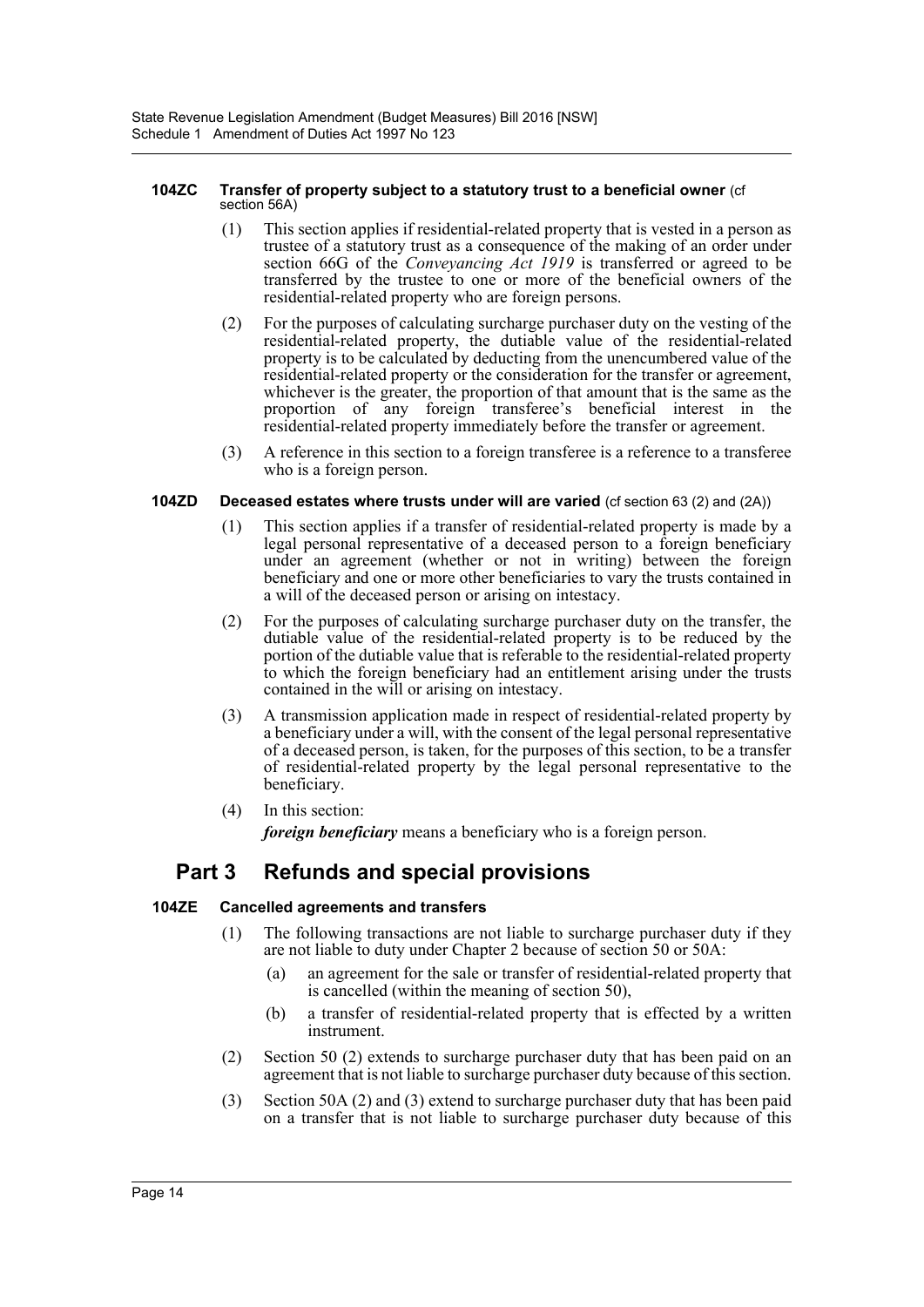#### 104ZC Transfer of property subject to a statutory trust to a beneficial owner (cf section 56A)

(1) This section applies if residential-related property that is vested in a person as trustee of a statutory trust as a consequence of the making of an order under section 66G of the *Conveyancing Act 1919* is transferred or agreed to be transferred by the trustee to one or more of the beneficial owners of the residential-related property who are foreign persons.

(2) For the purposes of calculating surcharge purchaser duty on the vesting of the residential-related property, the dutiable value of the residential-related property is to be calculated by deducting from the unencumbered value of the residential-related property or the consideration for the transfer or agreement, whichever is the greater, the proportion of that amount that is the same as the proportion of any foreign transferee's beneficial interest in the residential-related property immediately before the transfer or agreement.

(3) A reference in this section to a foreign transferee is a reference to a transferee who is a foreign person.

#### 104ZD Deceased estates where trusts under will are varied (cf section 63 (2) and (2A))

(1) This section applies if a transfer of residential-related property is made by a legal personal representative of a deceased person to a foreign beneficiary under an agreement (whether or not in writing) between the foreign beneficiary and one or more other beneficiaries to vary the trusts contained in a will of the deceased person or arising on intestacy.

(2) For the purposes of calculating surcharge purchaser duty on the transfer, the dutiable value of the residential-related property is to be reduced by the portion of the dutiable value that is referable to the residential-related property to which the foreign beneficiary had an entitlement arising under the trusts contained in the will or arising on intestacy.

(3) A transmission application made in respect of residential-related property by a beneficiary under a will, with the consent of the legal personal representative of a deceased person, is taken, for the purposes of this section, to be a transfer of residential-related property by the legal personal representative to the beneficiary.

(4) In this section:

***foreign beneficiary*** means a beneficiary who is a foreign person.

## Part 3 Refunds and special provisions

#### 104ZE Cancelled agreements and transfers

(1) The following transactions are not liable to surcharge purchaser duty if they are not liable to duty under Chapter 2 because of section 50 or 50A:

(a) an agreement for the sale or transfer of residential-related property that is cancelled (within the meaning of section 50),

(b) a transfer of residential-related property that is effected by a written instrument.

(2) Section 50 (2) extends to surcharge purchaser duty that has been paid on an agreement that is not liable to surcharge purchaser duty because of this section.

(3) Section 50A (2) and (3) extend to surcharge purchaser duty that has been paid on a transfer that is not liable to surcharge purchaser duty because of this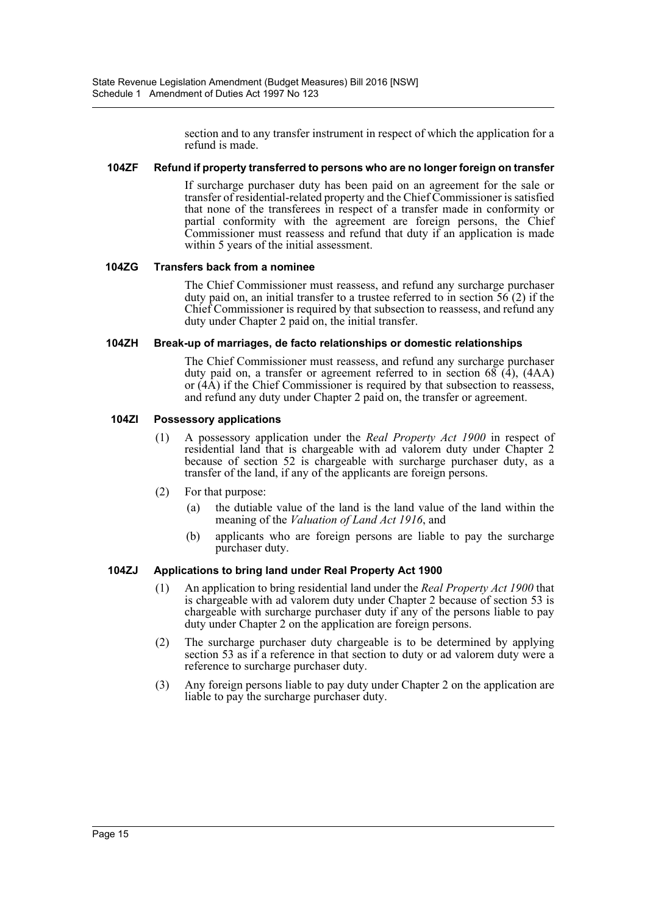section and to any transfer instrument in respect of which the application for a refund is made.

#### 104ZF Refund if property transferred to persons who are no longer foreign on transfer

If surcharge purchaser duty has been paid on an agreement for the sale or transfer of residential-related property and the Chief Commissioner is satisfied that none of the transferees in respect of a transfer made in conformity or partial conformity with the agreement are foreign persons, the Chief Commissioner must reassess and refund that duty if an application is made within 5 years of the initial assessment.

#### 104ZG Transfers back from a nominee

The Chief Commissioner must reassess, and refund any surcharge purchaser duty paid on, an initial transfer to a trustee referred to in section 56 (2) if the Chief Commissioner is required by that subsection to reassess, and refund any duty under Chapter 2 paid on, the initial transfer.

#### 104ZH Break-up of marriages, de facto relationships or domestic relationships

The Chief Commissioner must reassess, and refund any surcharge purchaser duty paid on, a transfer or agreement referred to in section 68 (4), (4AA) or (4A) if the Chief Commissioner is required by that subsection to reassess, and refund any duty under Chapter 2 paid on, the transfer or agreement.

#### 104ZI Possessory applications

(1) A possessory application under the *Real Property Act 1900* in respect of residential land that is chargeable with ad valorem duty under Chapter 2 because of section 52 is chargeable with surcharge purchaser duty, as a transfer of the land, if any of the applicants are foreign persons.

(2) For that purpose:

- (a) the dutiable value of the land is the land value of the land within the meaning of the *Valuation of Land Act 1916*, and
- (b) applicants who are foreign persons are liable to pay the surcharge purchaser duty.

#### 104ZJ Applications to bring land under Real Property Act 1900

(1) An application to bring residential land under the *Real Property Act 1900* that is chargeable with ad valorem duty under Chapter 2 because of section 53 is chargeable with surcharge purchaser duty if any of the persons liable to pay duty under Chapter 2 on the application are foreign persons.

(2) The surcharge purchaser duty chargeable is to be determined by applying section 53 as if a reference in that section to duty or ad valorem duty were a reference to surcharge purchaser duty.

(3) Any foreign persons liable to pay duty under Chapter 2 on the application are liable to pay the surcharge purchaser duty.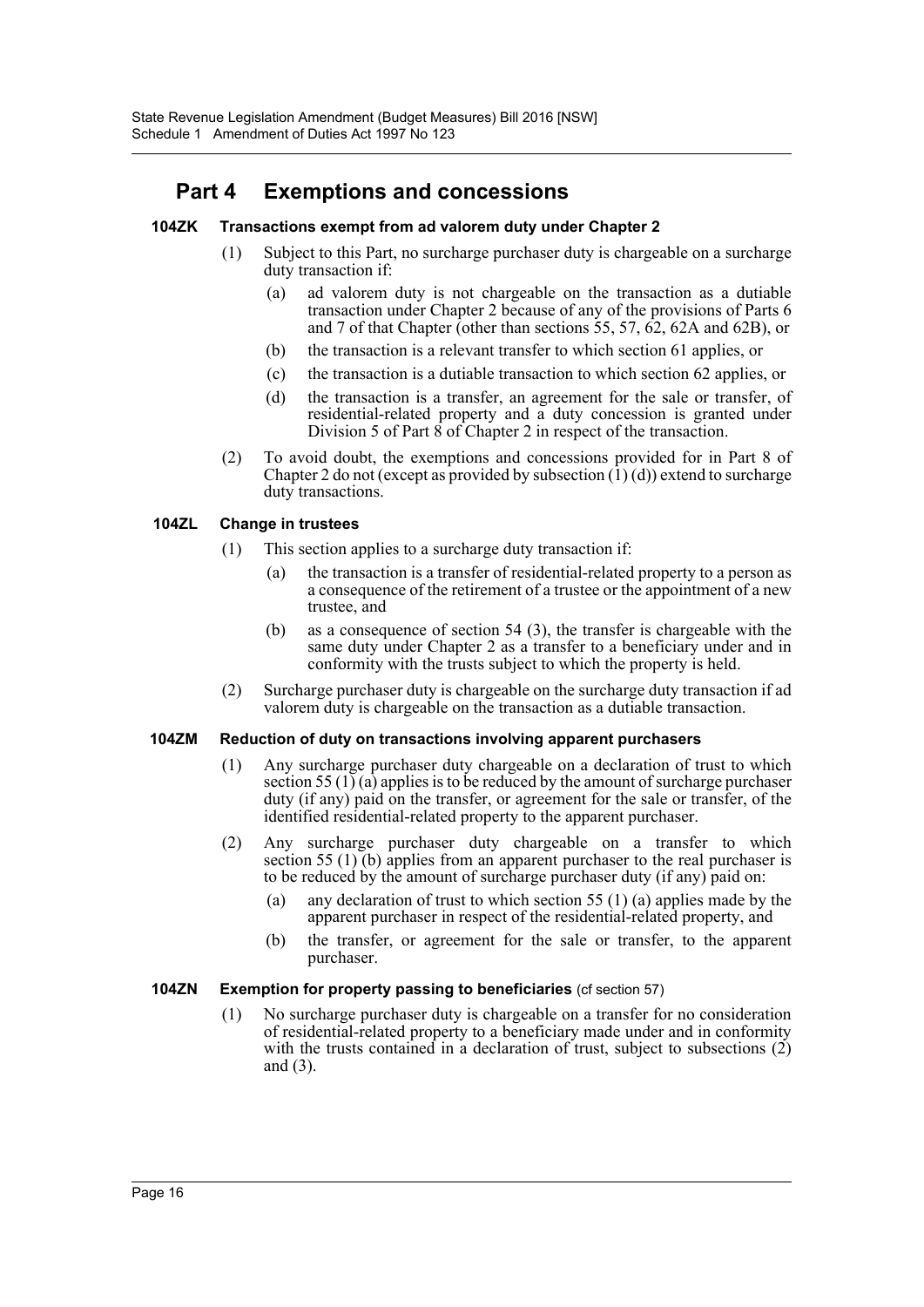## Part 4 Exemptions and concessions

### 104ZK Transactions exempt from ad valorem duty under Chapter 2

(1) Subject to this Part, no surcharge purchaser duty is chargeable on a surcharge duty transaction if:

(a) ad valorem duty is not chargeable on the transaction as a dutiable transaction under Chapter 2 because of any of the provisions of Parts 6 and 7 of that Chapter (other than sections 55, 57, 62, 62A and 62B), or

(b) the transaction is a relevant transfer to which section 61 applies, or

(c) the transaction is a dutiable transaction to which section 62 applies, or

(d) the transaction is a transfer, an agreement for the sale or transfer, of residential-related property and a duty concession is granted under Division 5 of Part 8 of Chapter 2 in respect of the transaction.

(2) To avoid doubt, the exemptions and concessions provided for in Part 8 of Chapter 2 do not (except as provided by subsection (1) (d)) extend to surcharge duty transactions.

### 104ZL Change in trustees

(1) This section applies to a surcharge duty transaction if:

(a) the transaction is a transfer of residential-related property to a person as a consequence of the retirement of a trustee or the appointment of a new trustee, and

(b) as a consequence of section 54 (3), the transfer is chargeable with the same duty under Chapter 2 as a transfer to a beneficiary under and in conformity with the trusts subject to which the property is held.

(2) Surcharge purchaser duty is chargeable on the surcharge duty transaction if ad valorem duty is chargeable on the transaction as a dutiable transaction.

### 104ZM Reduction of duty on transactions involving apparent purchasers

(1) Any surcharge purchaser duty chargeable on a declaration of trust to which section 55 (1) (a) applies is to be reduced by the amount of surcharge purchaser duty (if any) paid on the transfer, or agreement for the sale or transfer, of the identified residential-related property to the apparent purchaser.

(2) Any surcharge purchaser duty chargeable on a transfer to which section 55 (1) (b) applies from an apparent purchaser to the real purchaser is to be reduced by the amount of surcharge purchaser duty (if any) paid on:

(a) any declaration of trust to which section 55 (1) (a) applies made by the apparent purchaser in respect of the residential-related property, and

(b) the transfer, or agreement for the sale or transfer, to the apparent purchaser.

### 104ZN Exemption for property passing to beneficiaries (cf section 57)

(1) No surcharge purchaser duty is chargeable on a transfer for no consideration of residential-related property to a beneficiary made under and in conformity with the trusts contained in a declaration of trust, subject to subsections (2) and (3).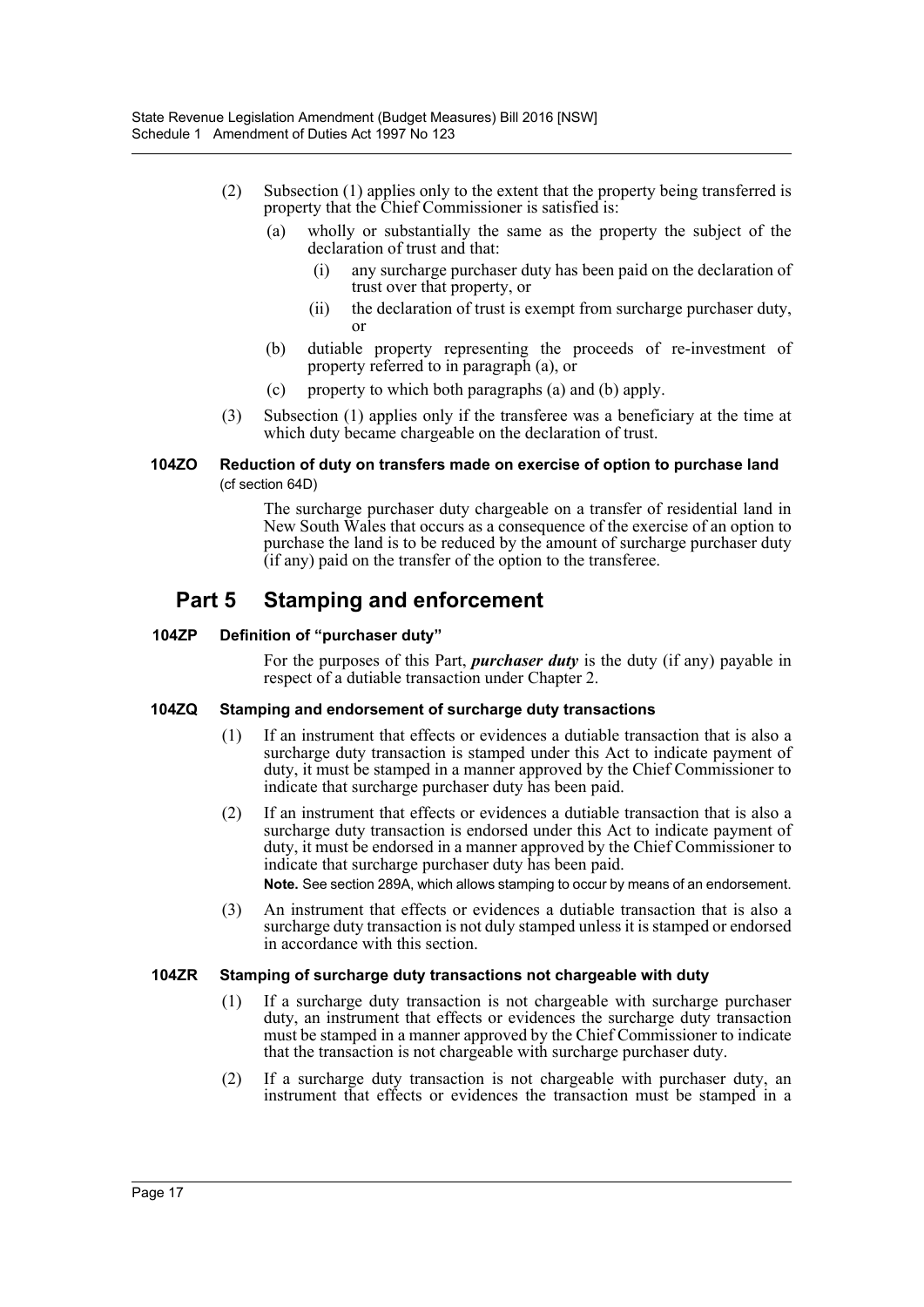(2) Subsection (1) applies only to the extent that the property being transferred is property that the Chief Commissioner is satisfied is:

 (a) wholly or substantially the same as the property the subject of the declaration of trust and that:

  (i) any surcharge purchaser duty has been paid on the declaration of trust over that property, or

  (ii) the declaration of trust is exempt from surcharge purchaser duty, or

 (b) dutiable property representing the proceeds of re-investment of property referred to in paragraph (a), or

 (c) property to which both paragraphs (a) and (b) apply.

(3) Subsection (1) applies only if the transferee was a beneficiary at the time at which duty became chargeable on the declaration of trust.

#### 104ZO Reduction of duty on transfers made on exercise of option to purchase land (cf section 64D)

The surcharge purchaser duty chargeable on a transfer of residential land in New South Wales that occurs as a consequence of the exercise of an option to purchase the land is to be reduced by the amount of surcharge purchaser duty (if any) paid on the transfer of the option to the transferee.

## Part 5 Stamping and enforcement

#### 104ZP Definition of "purchaser duty"

For the purposes of this Part, ***purchaser duty*** is the duty (if any) payable in respect of a dutiable transaction under Chapter 2.

#### 104ZQ Stamping and endorsement of surcharge duty transactions

(1) If an instrument that effects or evidences a dutiable transaction that is also a surcharge duty transaction is stamped under this Act to indicate payment of duty, it must be stamped in a manner approved by the Chief Commissioner to indicate that surcharge purchaser duty has been paid.

(2) If an instrument that effects or evidences a dutiable transaction that is also a surcharge duty transaction is endorsed under this Act to indicate payment of duty, it must be endorsed in a manner approved by the Chief Commissioner to indicate that surcharge purchaser duty has been paid.

**Note.** See section 289A, which allows stamping to occur by means of an endorsement.

(3) An instrument that effects or evidences a dutiable transaction that is also a surcharge duty transaction is not duly stamped unless it is stamped or endorsed in accordance with this section.

#### 104ZR Stamping of surcharge duty transactions not chargeable with duty

(1) If a surcharge duty transaction is not chargeable with surcharge purchaser duty, an instrument that effects or evidences the surcharge duty transaction must be stamped in a manner approved by the Chief Commissioner to indicate that the transaction is not chargeable with surcharge purchaser duty.

(2) If a surcharge duty transaction is not chargeable with purchaser duty, an instrument that effects or evidences the transaction must be stamped in a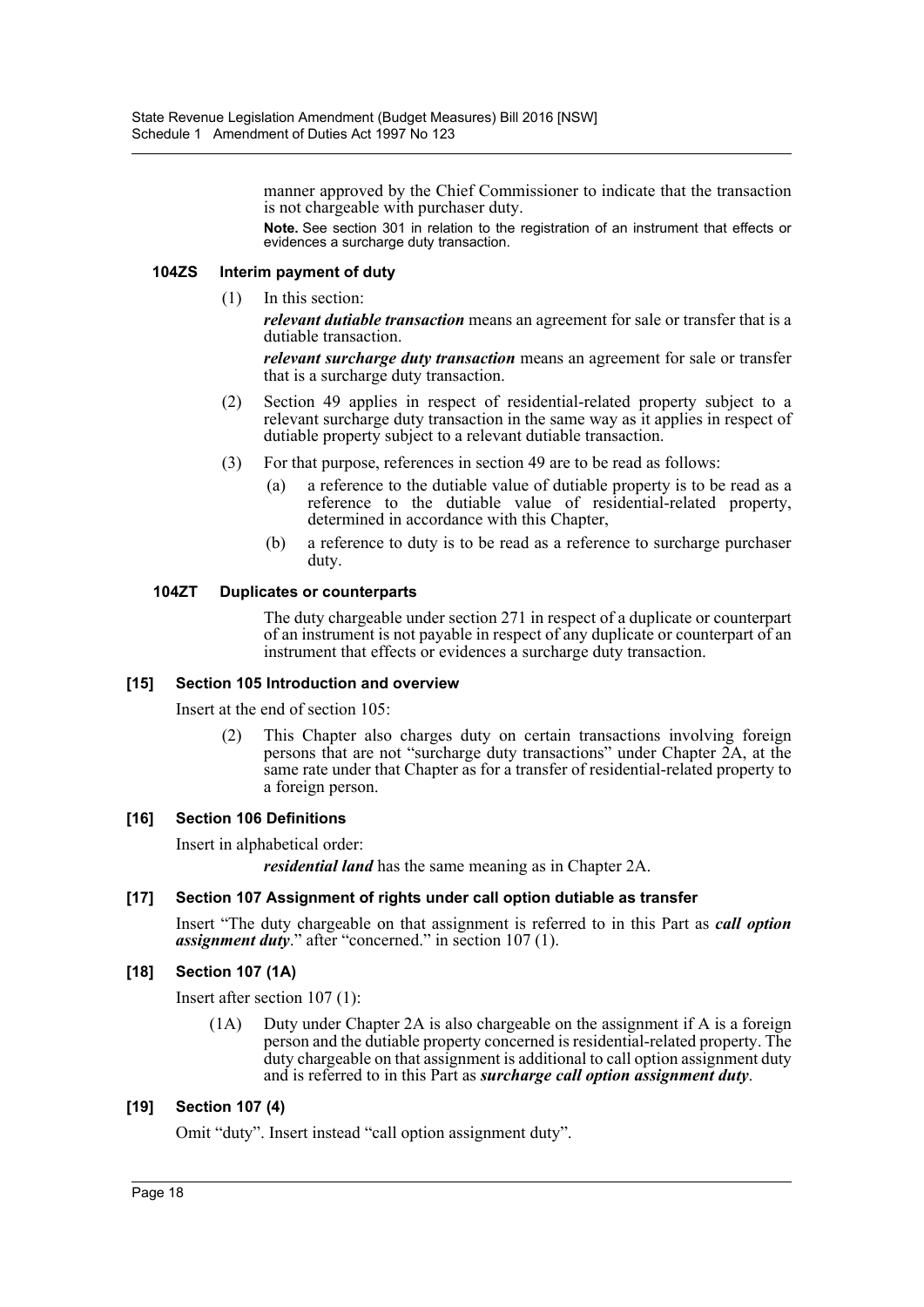manner approved by the Chief Commissioner to indicate that the transaction is not chargeable with purchaser duty.

**Note.** See section 301 in relation to the registration of an instrument that effects or evidences a surcharge duty transaction.

#### 104ZS Interim payment of duty

(1) In this section:

***relevant dutiable transaction*** means an agreement for sale or transfer that is a dutiable transaction.

***relevant surcharge duty transaction*** means an agreement for sale or transfer that is a surcharge duty transaction.

(2) Section 49 applies in respect of residential-related property subject to a relevant surcharge duty transaction in the same way as it applies in respect of dutiable property subject to a relevant dutiable transaction.

(3) For that purpose, references in section 49 are to be read as follows:

(a) a reference to the dutiable value of dutiable property is to be read as a reference to the dutiable value of residential-related property, determined in accordance with this Chapter,

(b) a reference to duty is to be read as a reference to surcharge purchaser duty.

#### 104ZT Duplicates or counterparts

The duty chargeable under section 271 in respect of a duplicate or counterpart of an instrument is not payable in respect of any duplicate or counterpart of an instrument that effects or evidences a surcharge duty transaction.

### [15] Section 105 Introduction and overview

Insert at the end of section 105:

(2) This Chapter also charges duty on certain transactions involving foreign persons that are not "surcharge duty transactions" under Chapter 2A, at the same rate under that Chapter as for a transfer of residential-related property to a foreign person.

### [16] Section 106 Definitions

Insert in alphabetical order:

***residential land*** has the same meaning as in Chapter 2A.

### [17] Section 107 Assignment of rights under call option dutiable as transfer

Insert "The duty chargeable on that assignment is referred to in this Part as ***call option assignment duty***." after "concerned." in section 107 (1).

### [18] Section 107 (1A)

Insert after section 107 (1):

(1A) Duty under Chapter 2A is also chargeable on the assignment if A is a foreign person and the dutiable property concerned is residential-related property. The duty chargeable on that assignment is additional to call option assignment duty and is referred to in this Part as ***surcharge call option assignment duty***.

### [19] Section 107 (4)

Omit "duty". Insert instead "call option assignment duty".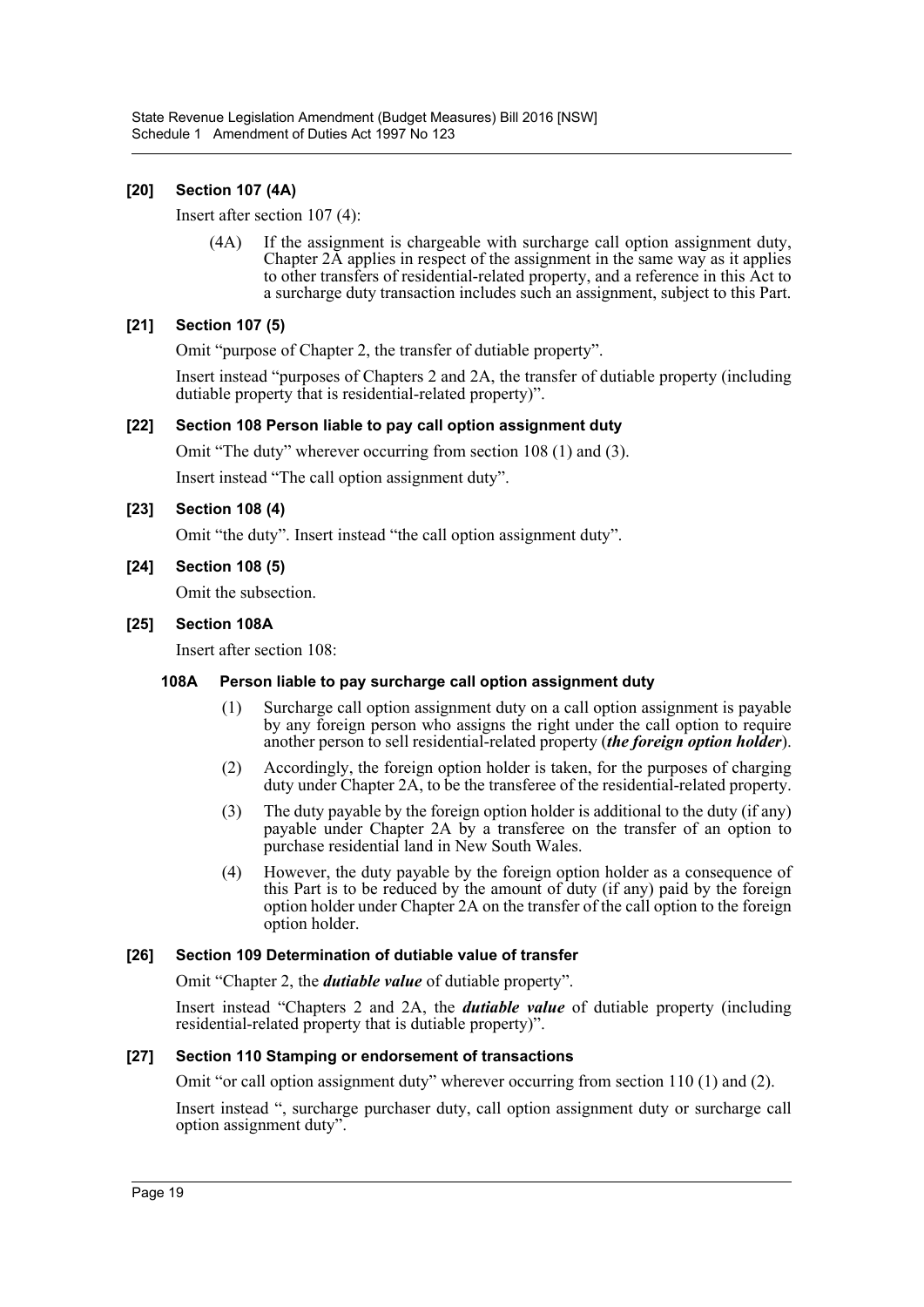### [20] Section 107 (4A)

Insert after section 107 (4):

(4A) If the assignment is chargeable with surcharge call option assignment duty, Chapter 2A applies in respect of the assignment in the same way as it applies to other transfers of residential-related property, and a reference in this Act to a surcharge duty transaction includes such an assignment, subject to this Part.

### [21] Section 107 (5)

Omit "purpose of Chapter 2, the transfer of dutiable property".

Insert instead "purposes of Chapters 2 and 2A, the transfer of dutiable property (including dutiable property that is residential-related property)".

### [22] Section 108 Person liable to pay call option assignment duty

Omit "The duty" wherever occurring from section 108 (1) and (3).

Insert instead "The call option assignment duty".

### [23] Section 108 (4)

Omit "the duty". Insert instead "the call option assignment duty".

### [24] Section 108 (5)

Omit the subsection.

### [25] Section 108A

Insert after section 108:

#### 108A Person liable to pay surcharge call option assignment duty

(1) Surcharge call option assignment duty on a call option assignment is payable by any foreign person who assigns the right under the call option to require another person to sell residential-related property (***the foreign option holder***).

(2) Accordingly, the foreign option holder is taken, for the purposes of charging duty under Chapter 2A, to be the transferee of the residential-related property.

(3) The duty payable by the foreign option holder is additional to the duty (if any) payable under Chapter 2A by a transferee on the transfer of an option to purchase residential land in New South Wales.

(4) However, the duty payable by the foreign option holder as a consequence of this Part is to be reduced by the amount of duty (if any) paid by the foreign option holder under Chapter 2A on the transfer of the call option to the foreign option holder.

### [26] Section 109 Determination of dutiable value of transfer

Omit "Chapter 2, the ***dutiable value*** of dutiable property".

Insert instead "Chapters 2 and 2A, the ***dutiable value*** of dutiable property (including residential-related property that is dutiable property)".

### [27] Section 110 Stamping or endorsement of transactions

Omit "or call option assignment duty" wherever occurring from section 110 (1) and (2).

Insert instead ", surcharge purchaser duty, call option assignment duty or surcharge call option assignment duty".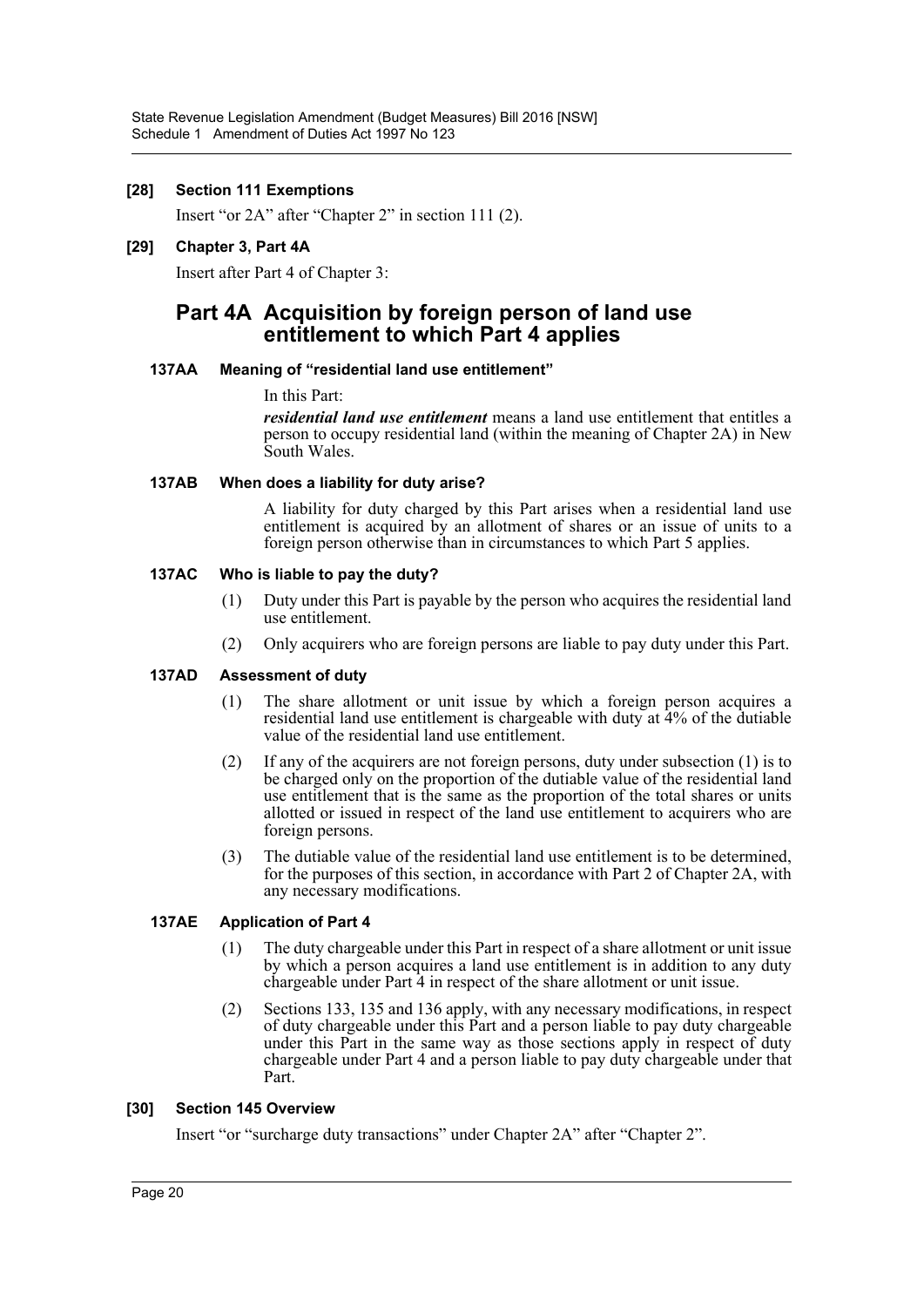**[28] Section 111 Exemptions**

Insert "or 2A" after "Chapter 2" in section 111 (2).

**[29] Chapter 3, Part 4A**

Insert after Part 4 of Chapter 3:

## Part 4A Acquisition by foreign person of land use entitlement to which Part 4 applies

**137AA Meaning of "residential land use entitlement"**

In this Part:

***residential land use entitlement*** means a land use entitlement that entitles a person to occupy residential land (within the meaning of Chapter 2A) in New South Wales.

**137AB When does a liability for duty arise?**

A liability for duty charged by this Part arises when a residential land use entitlement is acquired by an allotment of shares or an issue of units to a foreign person otherwise than in circumstances to which Part 5 applies.

**137AC Who is liable to pay the duty?**

(1) Duty under this Part is payable by the person who acquires the residential land use entitlement.

(2) Only acquirers who are foreign persons are liable to pay duty under this Part.

**137AD Assessment of duty**

(1) The share allotment or unit issue by which a foreign person acquires a residential land use entitlement is chargeable with duty at 4% of the dutiable value of the residential land use entitlement.

(2) If any of the acquirers are not foreign persons, duty under subsection (1) is to be charged only on the proportion of the dutiable value of the residential land use entitlement that is the same as the proportion of the total shares or units allotted or issued in respect of the land use entitlement to acquirers who are foreign persons.

(3) The dutiable value of the residential land use entitlement is to be determined, for the purposes of this section, in accordance with Part 2 of Chapter 2A, with any necessary modifications.

**137AE Application of Part 4**

(1) The duty chargeable under this Part in respect of a share allotment or unit issue by which a person acquires a land use entitlement is in addition to any duty chargeable under Part 4 in respect of the share allotment or unit issue.

(2) Sections 133, 135 and 136 apply, with any necessary modifications, in respect of duty chargeable under this Part and a person liable to pay duty chargeable under this Part in the same way as those sections apply in respect of duty chargeable under Part 4 and a person liable to pay duty chargeable under that Part.

**[30] Section 145 Overview**

Insert "or "surcharge duty transactions" under Chapter 2A" after "Chapter 2".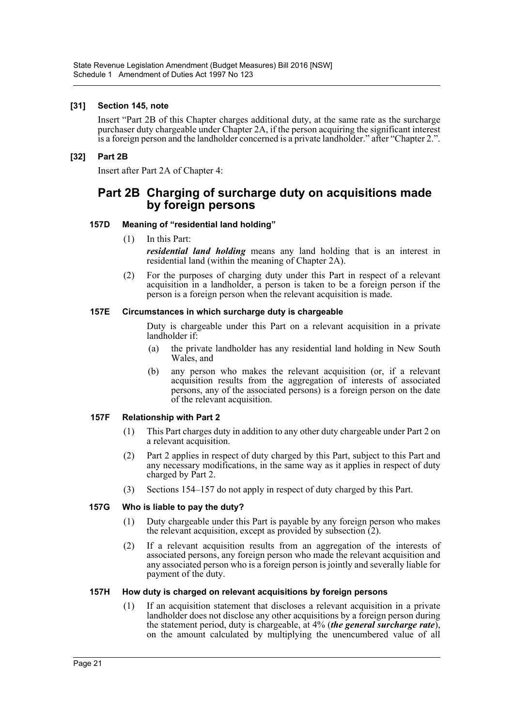### [31] Section 145, note

Insert "Part 2B of this Chapter charges additional duty, at the same rate as the surcharge purchaser duty chargeable under Chapter 2A, if the person acquiring the significant interest is a foreign person and the landholder concerned is a private landholder." after "Chapter 2.".

### [32] Part 2B

Insert after Part 2A of Chapter 4:

## Part 2B Charging of surcharge duty on acquisitions made by foreign persons

#### 157D Meaning of "residential land holding"

(1) In this Part:

***residential land holding*** means any land holding that is an interest in residential land (within the meaning of Chapter 2A).

(2) For the purposes of charging duty under this Part in respect of a relevant acquisition in a landholder, a person is taken to be a foreign person if the person is a foreign person when the relevant acquisition is made.

#### 157E Circumstances in which surcharge duty is chargeable

Duty is chargeable under this Part on a relevant acquisition in a private landholder if:

(a) the private landholder has any residential land holding in New South Wales, and

(b) any person who makes the relevant acquisition (or, if a relevant acquisition results from the aggregation of interests of associated persons, any of the associated persons) is a foreign person on the date of the relevant acquisition.

#### 157F Relationship with Part 2

(1) This Part charges duty in addition to any other duty chargeable under Part 2 on a relevant acquisition.

(2) Part 2 applies in respect of duty charged by this Part, subject to this Part and any necessary modifications, in the same way as it applies in respect of duty charged by Part 2.

(3) Sections 154–157 do not apply in respect of duty charged by this Part.

#### 157G Who is liable to pay the duty?

(1) Duty chargeable under this Part is payable by any foreign person who makes the relevant acquisition, except as provided by subsection (2).

(2) If a relevant acquisition results from an aggregation of the interests of associated persons, any foreign person who made the relevant acquisition and any associated person who is a foreign person is jointly and severally liable for payment of the duty.

#### 157H How duty is charged on relevant acquisitions by foreign persons

(1) If an acquisition statement that discloses a relevant acquisition in a private landholder does not disclose any other acquisitions by a foreign person during the statement period, duty is chargeable, at 4% (***the general surcharge rate***), on the amount calculated by multiplying the unencumbered value of all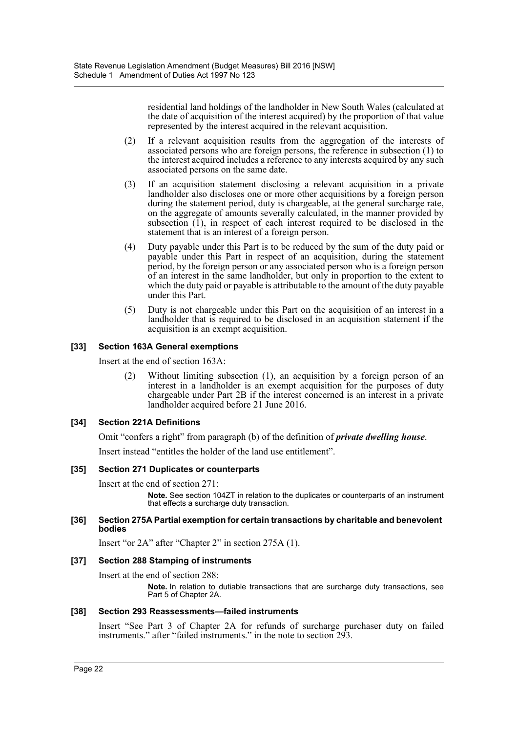residential land holdings of the landholder in New South Wales (calculated at the date of acquisition of the interest acquired) by the proportion of that value represented by the interest acquired in the relevant acquisition.

(2) If a relevant acquisition results from the aggregation of the interests of associated persons who are foreign persons, the reference in subsection (1) to the interest acquired includes a reference to any interests acquired by any such associated persons on the same date.

(3) If an acquisition statement disclosing a relevant acquisition in a private landholder also discloses one or more other acquisitions by a foreign person during the statement period, duty is chargeable, at the general surcharge rate, on the aggregate of amounts severally calculated, in the manner provided by subsection (1), in respect of each interest required to be disclosed in the statement that is an interest of a foreign person.

(4) Duty payable under this Part is to be reduced by the sum of the duty paid or payable under this Part in respect of an acquisition, during the statement period, by the foreign person or any associated person who is a foreign person of an interest in the same landholder, but only in proportion to the extent to which the duty paid or payable is attributable to the amount of the duty payable under this Part.

(5) Duty is not chargeable under this Part on the acquisition of an interest in a landholder that is required to be disclosed in an acquisition statement if the acquisition is an exempt acquisition.

#### [33] Section 163A General exemptions

Insert at the end of section 163A:

(2) Without limiting subsection (1), an acquisition by a foreign person of an interest in a landholder is an exempt acquisition for the purposes of duty chargeable under Part 2B if the interest concerned is an interest in a private landholder acquired before 21 June 2016.

#### [34] Section 221A Definitions

Omit "confers a right" from paragraph (b) of the definition of ***private dwelling house***.

Insert instead "entitles the holder of the land use entitlement".

#### [35] Section 271 Duplicates or counterparts

Insert at the end of section 271:

**Note.** See section 104ZT in relation to the duplicates or counterparts of an instrument that effects a surcharge duty transaction.

#### [36] Section 275A Partial exemption for certain transactions by charitable and benevolent bodies

Insert "or 2A" after "Chapter 2" in section 275A (1).

#### [37] Section 288 Stamping of instruments

Insert at the end of section 288:

**Note.** In relation to dutiable transactions that are surcharge duty transactions, see Part 5 of Chapter 2A.

#### [38] Section 293 Reassessments—failed instruments

Insert "See Part 3 of Chapter 2A for refunds of surcharge purchaser duty on failed instruments." after "failed instruments." in the note to section 293.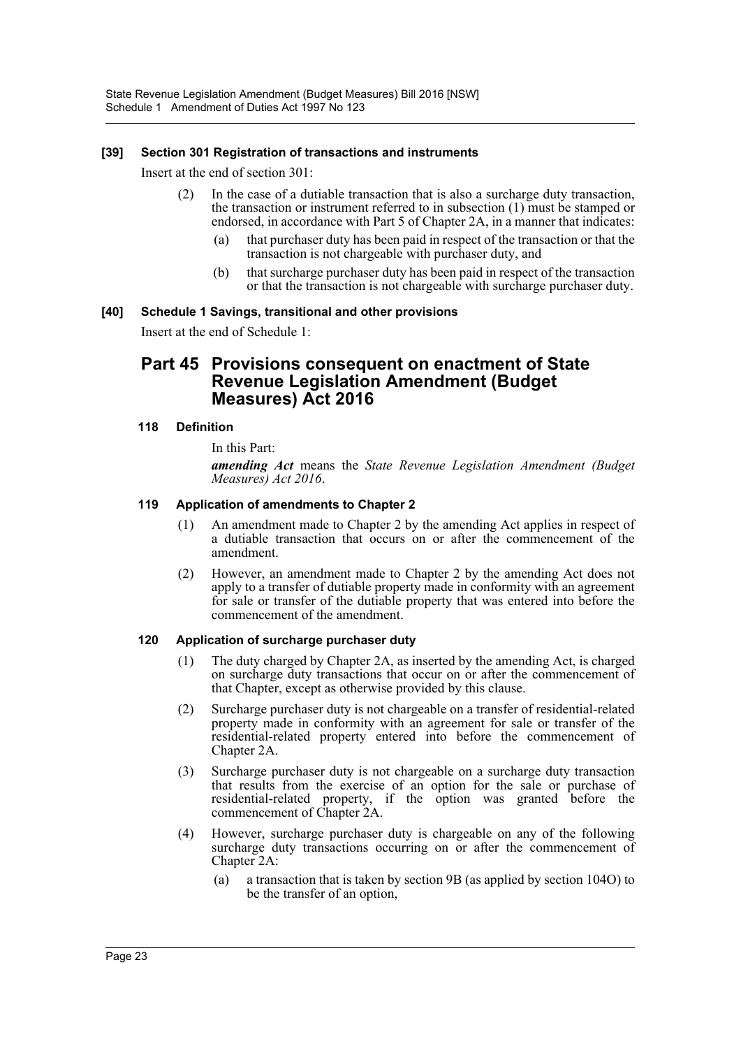**[39] Section 301 Registration of transactions and instruments**

Insert at the end of section 301:

(2) In the case of a dutiable transaction that is also a surcharge duty transaction, the transaction or instrument referred to in subsection (1) must be stamped or endorsed, in accordance with Part 5 of Chapter 2A, in a manner that indicates:

(a) that purchaser duty has been paid in respect of the transaction or that the transaction is not chargeable with purchaser duty, and

(b) that surcharge purchaser duty has been paid in respect of the transaction or that the transaction is not chargeable with surcharge purchaser duty.

**[40] Schedule 1 Savings, transitional and other provisions**

Insert at the end of Schedule 1:

## Part 45 Provisions consequent on enactment of State Revenue Legislation Amendment (Budget Measures) Act 2016

**118 Definition**

In this Part:

***amending Act*** means the *State Revenue Legislation Amendment (Budget Measures) Act 2016*.

**119 Application of amendments to Chapter 2**

(1) An amendment made to Chapter 2 by the amending Act applies in respect of a dutiable transaction that occurs on or after the commencement of the amendment.

(2) However, an amendment made to Chapter 2 by the amending Act does not apply to a transfer of dutiable property made in conformity with an agreement for sale or transfer of the dutiable property that was entered into before the commencement of the amendment.

**120 Application of surcharge purchaser duty**

(1) The duty charged by Chapter 2A, as inserted by the amending Act, is charged on surcharge duty transactions that occur on or after the commencement of that Chapter, except as otherwise provided by this clause.

(2) Surcharge purchaser duty is not chargeable on a transfer of residential-related property made in conformity with an agreement for sale or transfer of the residential-related property entered into before the commencement of Chapter 2A.

(3) Surcharge purchaser duty is not chargeable on a surcharge duty transaction that results from the exercise of an option for the sale or purchase of residential-related property, if the option was granted before the commencement of Chapter 2A.

(4) However, surcharge purchaser duty is chargeable on any of the following surcharge duty transactions occurring on or after the commencement of Chapter 2A:

(a) a transaction that is taken by section 9B (as applied by section 104O) to be the transfer of an option,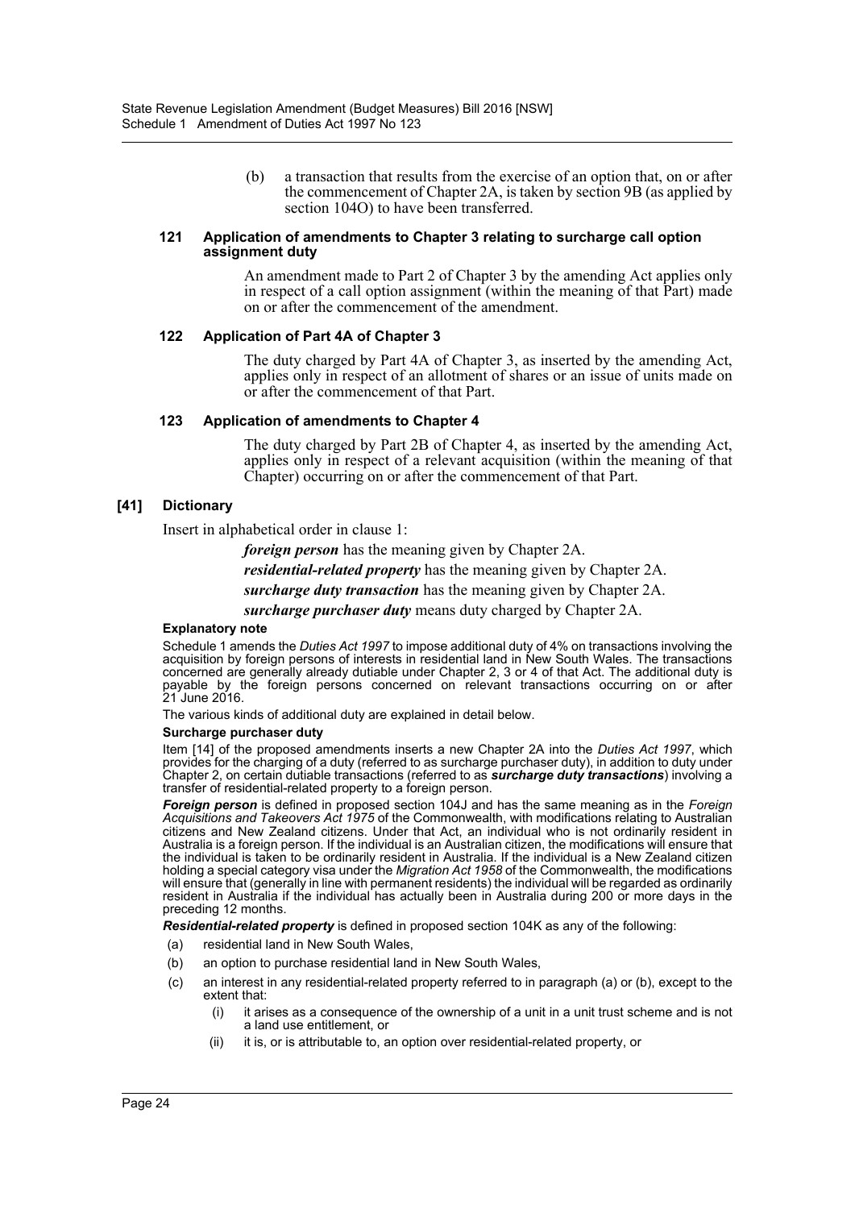(b) a transaction that results from the exercise of an option that, on or after the commencement of Chapter 2A, is taken by section 9B (as applied by section 104O) to have been transferred.

#### 121 Application of amendments to Chapter 3 relating to surcharge call option assignment duty

An amendment made to Part 2 of Chapter 3 by the amending Act applies only in respect of a call option assignment (within the meaning of that Part) made on or after the commencement of the amendment.

#### 122 Application of Part 4A of Chapter 3

The duty charged by Part 4A of Chapter 3, as inserted by the amending Act, applies only in respect of an allotment of shares or an issue of units made on or after the commencement of that Part.

#### 123 Application of amendments to Chapter 4

The duty charged by Part 2B of Chapter 4, as inserted by the amending Act, applies only in respect of a relevant acquisition (within the meaning of that Chapter) occurring on or after the commencement of that Part.

### [41] Dictionary

Insert in alphabetical order in clause 1:

***foreign person*** has the meaning given by Chapter 2A.

***residential-related property*** has the meaning given by Chapter 2A.

***surcharge duty transaction*** has the meaning given by Chapter 2A.

***surcharge purchaser duty*** means duty charged by Chapter 2A.

#### Explanatory note

Schedule 1 amends the *Duties Act 1997* to impose additional duty of 4% on transactions involving the acquisition by foreign persons of interests in residential land in New South Wales. The transactions concerned are generally already dutiable under Chapter 2, 3 or 4 of that Act. The additional duty is payable by the foreign persons concerned on relevant transactions occurring on or after 21 June 2016.

The various kinds of additional duty are explained in detail below.

#### Surcharge purchaser duty

Item [14] of the proposed amendments inserts a new Chapter 2A into the *Duties Act 1997*, which provides for the charging of a duty (referred to as surcharge purchaser duty), in addition to duty under Chapter 2, on certain dutiable transactions (referred to as ***surcharge duty transactions***) involving a transfer of residential-related property to a foreign person.

***Foreign person*** is defined in proposed section 104J and has the same meaning as in the *Foreign Acquisitions and Takeovers Act 1975* of the Commonwealth, with modifications relating to Australian citizens and New Zealand citizens. Under that Act, an individual who is not ordinarily resident in Australia is a foreign person. If the individual is an Australian citizen, the modifications will ensure that the individual is taken to be ordinarily resident in Australia. If the individual is a New Zealand citizen holding a special category visa under the *Migration Act 1958* of the Commonwealth, the modifications will ensure that (generally in line with permanent residents) the individual will be regarded as ordinarily resident in Australia if the individual has actually been in Australia during 200 or more days in the preceding 12 months.

***Residential-related property*** is defined in proposed section 104K as any of the following:

(a) residential land in New South Wales,

(b) an option to purchase residential land in New South Wales,

(c) an interest in any residential-related property referred to in paragraph (a) or (b), except to the extent that:

   (i) it arises as a consequence of the ownership of a unit in a unit trust scheme and is not a land use entitlement, or

   (ii) it is, or is attributable to, an option over residential-related property, or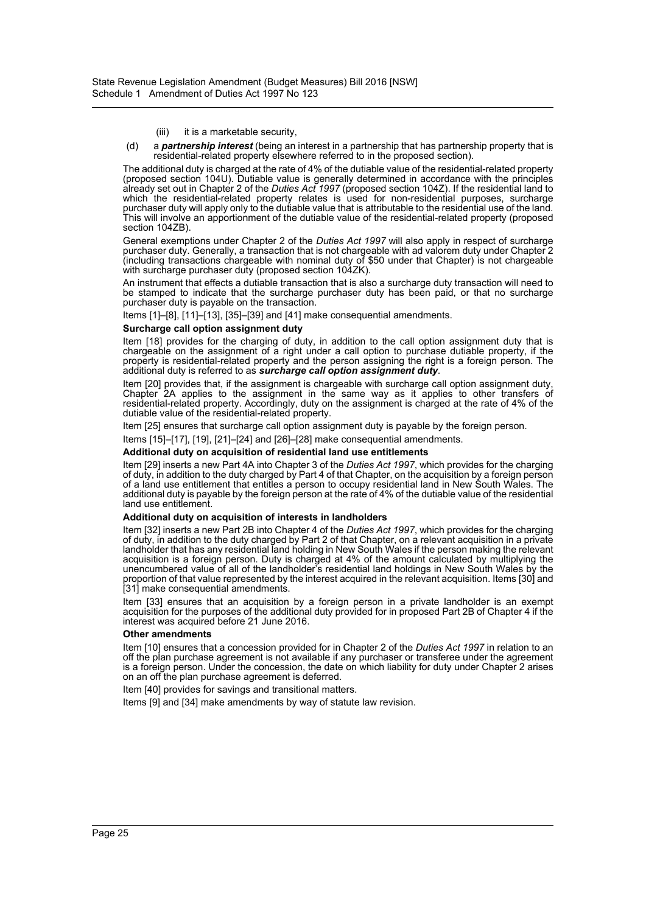(iii) it is a marketable security,

(d) a ***partnership interest*** (being an interest in a partnership that has partnership property that is residential-related property elsewhere referred to in the proposed section).

The additional duty is charged at the rate of 4% of the dutiable value of the residential-related property (proposed section 104U). Dutiable value is generally determined in accordance with the principles already set out in Chapter 2 of the *Duties Act 1997* (proposed section 104Z). If the residential land to which the residential-related property relates is used for non-residential purposes, surcharge purchaser duty will apply only to the dutiable value that is attributable to the residential use of the land. This will involve an apportionment of the dutiable value of the residential-related property (proposed section 104ZB).

General exemptions under Chapter 2 of the *Duties Act 1997* will also apply in respect of surcharge purchaser duty. Generally, a transaction that is not chargeable with ad valorem duty under Chapter 2 (including transactions chargeable with nominal duty of $50 under that Chapter) is not chargeable with surcharge purchaser duty (proposed section 104ZK).

An instrument that effects a dutiable transaction that is also a surcharge duty transaction will need to be stamped to indicate that the surcharge purchaser duty has been paid, or that no surcharge purchaser duty is payable on the transaction.

Items [1]–[8], [11]–[13], [35]–[39] and [41] make consequential amendments.

**Surcharge call option assignment duty**

Item [18] provides for the charging of duty, in addition to the call option assignment duty that is chargeable on the assignment of a right under a call option to purchase dutiable property, if the property is residential-related property and the person assigning the right is a foreign person. The additional duty is referred to as ***surcharge call option assignment duty***.

Item [20] provides that, if the assignment is chargeable with surcharge call option assignment duty, Chapter 2A applies to the assignment in the same way as it applies to other transfers of residential-related property. Accordingly, duty on the assignment is charged at the rate of 4% of the dutiable value of the residential-related property.

Item [25] ensures that surcharge call option assignment duty is payable by the foreign person.

Items [15]–[17], [19], [21]–[24] and [26]–[28] make consequential amendments.

**Additional duty on acquisition of residential land use entitlements**

Item [29] inserts a new Part 4A into Chapter 3 of the *Duties Act 1997*, which provides for the charging of duty, in addition to the duty charged by Part 4 of that Chapter, on the acquisition by a foreign person of a land use entitlement that entitles a person to occupy residential land in New South Wales. The additional duty is payable by the foreign person at the rate of 4% of the dutiable value of the residential land use entitlement.

**Additional duty on acquisition of interests in landholders**

Item [32] inserts a new Part 2B into Chapter 4 of the *Duties Act 1997*, which provides for the charging of duty, in addition to the duty charged by Part 2 of that Chapter, on a relevant acquisition in a private landholder that has any residential land holding in New South Wales if the person making the relevant acquisition is a foreign person. Duty is charged at 4% of the amount calculated by multiplying the unencumbered value of all of the landholder's residential land holdings in New South Wales by the proportion of that value represented by the interest acquired in the relevant acquisition. Items [30] and [31] make consequential amendments.

Item [33] ensures that an acquisition by a foreign person in a private landholder is an exempt acquisition for the purposes of the additional duty provided for in proposed Part 2B of Chapter 4 if the interest was acquired before 21 June 2016.

**Other amendments**

Item [10] ensures that a concession provided for in Chapter 2 of the *Duties Act 1997* in relation to an off the plan purchase agreement is not available if any purchaser or transferee under the agreement is a foreign person. Under the concession, the date on which liability for duty under Chapter 2 arises on an off the plan purchase agreement is deferred.

Item [40] provides for savings and transitional matters.

Items [9] and [34] make amendments by way of statute law revision.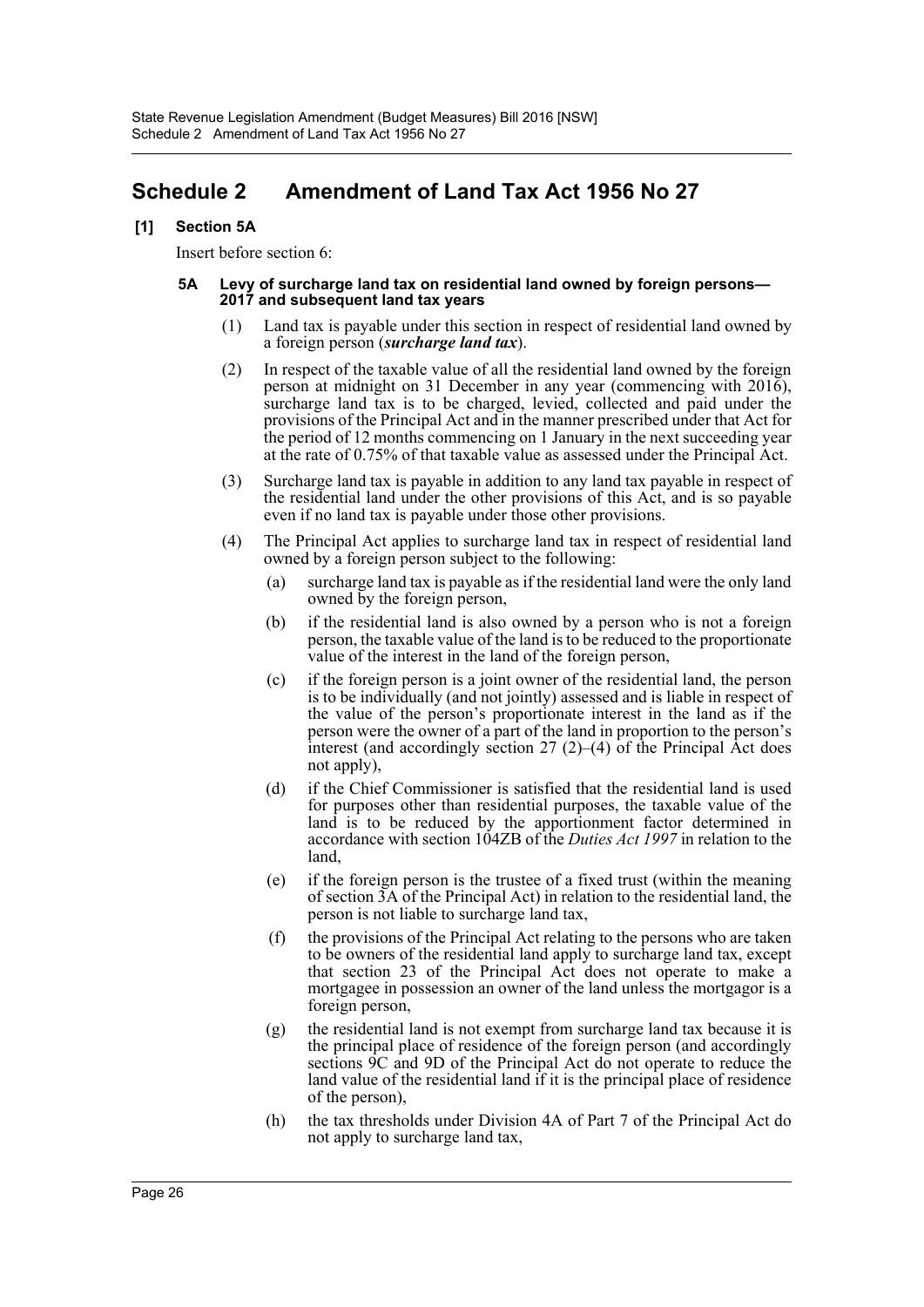# Schedule 2 Amendment of Land Tax Act 1956 No 27

### [1] Section 5A

Insert before section 6:

#### 5A Levy of surcharge land tax on residential land owned by foreign persons—2017 and subsequent land tax years

(1) Land tax is payable under this section in respect of residential land owned by a foreign person (***surcharge land tax***).

(2) In respect of the taxable value of all the residential land owned by the foreign person at midnight on 31 December in any year (commencing with 2016), surcharge land tax is to be charged, levied, collected and paid under the provisions of the Principal Act and in the manner prescribed under that Act for the period of 12 months commencing on 1 January in the next succeeding year at the rate of 0.75% of that taxable value as assessed under the Principal Act.

(3) Surcharge land tax is payable in addition to any land tax payable in respect of the residential land under the other provisions of this Act, and is so payable even if no land tax is payable under those other provisions.

(4) The Principal Act applies to surcharge land tax in respect of residential land owned by a foreign person subject to the following:

- (a) surcharge land tax is payable as if the residential land were the only land owned by the foreign person,
- (b) if the residential land is also owned by a person who is not a foreign person, the taxable value of the land is to be reduced to the proportionate value of the interest in the land of the foreign person,
- (c) if the foreign person is a joint owner of the residential land, the person is to be individually (and not jointly) assessed and is liable in respect of the value of the person's proportionate interest in the land as if the person were the owner of a part of the land in proportion to the person's interest (and accordingly section 27 (2)–(4) of the Principal Act does not apply),
- (d) if the Chief Commissioner is satisfied that the residential land is used for purposes other than residential purposes, the taxable value of the land is to be reduced by the apportionment factor determined in accordance with section 104ZB of the *Duties Act 1997* in relation to the land,
- (e) if the foreign person is the trustee of a fixed trust (within the meaning of section 3A of the Principal Act) in relation to the residential land, the person is not liable to surcharge land tax,
- (f) the provisions of the Principal Act relating to the persons who are taken to be owners of the residential land apply to surcharge land tax, except that section 23 of the Principal Act does not operate to make a mortgagee in possession an owner of the land unless the mortgagor is a foreign person,
- (g) the residential land is not exempt from surcharge land tax because it is the principal place of residence of the foreign person (and accordingly sections 9C and 9D of the Principal Act do not operate to reduce the land value of the residential land if it is the principal place of residence of the person),
- (h) the tax thresholds under Division 4A of Part 7 of the Principal Act do not apply to surcharge land tax,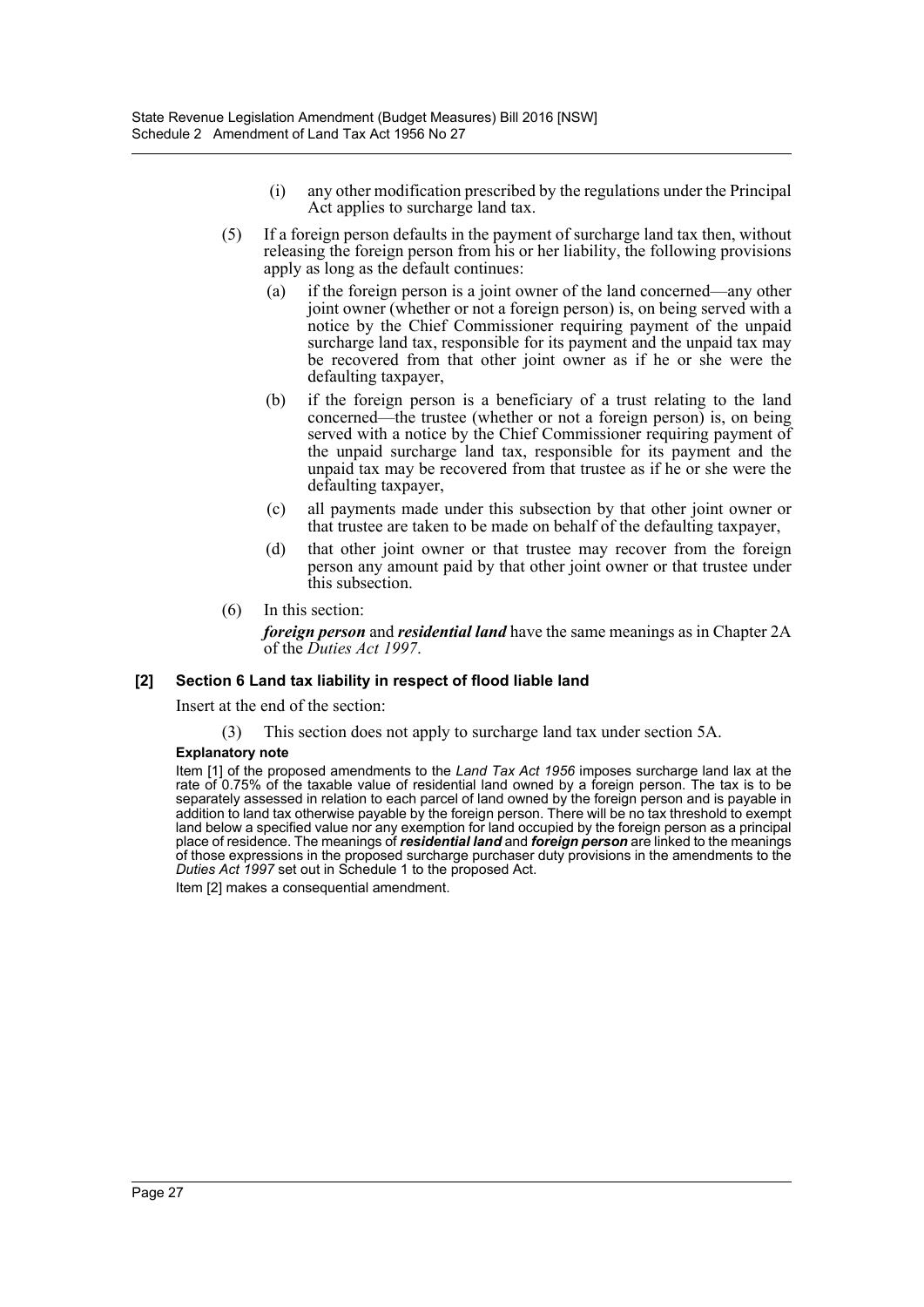(i) any other modification prescribed by the regulations under the Principal Act applies to surcharge land tax.

(5) If a foreign person defaults in the payment of surcharge land tax then, without releasing the foreign person from his or her liability, the following provisions apply as long as the default continues:

(a) if the foreign person is a joint owner of the land concerned—any other joint owner (whether or not a foreign person) is, on being served with a notice by the Chief Commissioner requiring payment of the unpaid surcharge land tax, responsible for its payment and the unpaid tax may be recovered from that other joint owner as if he or she were the defaulting taxpayer,

(b) if the foreign person is a beneficiary of a trust relating to the land concerned—the trustee (whether or not a foreign person) is, on being served with a notice by the Chief Commissioner requiring payment of the unpaid surcharge land tax, responsible for its payment and the unpaid tax may be recovered from that trustee as if he or she were the defaulting taxpayer,

(c) all payments made under this subsection by that other joint owner or that trustee are taken to be made on behalf of the defaulting taxpayer,

(d) that other joint owner or that trustee may recover from the foreign person any amount paid by that other joint owner or that trustee under this subsection.

(6) In this section:

***foreign person*** and ***residential land*** have the same meanings as in Chapter 2A of the *Duties Act 1997*.

### [2] Section 6 Land tax liability in respect of flood liable land

Insert at the end of the section:

(3) This section does not apply to surcharge land tax under section 5A.

**Explanatory note**

Item [1] of the proposed amendments to the *Land Tax Act 1956* imposes surcharge land lax at the rate of 0.75% of the taxable value of residential land owned by a foreign person. The tax is to be separately assessed in relation to each parcel of land owned by the foreign person and is payable in addition to land tax otherwise payable by the foreign person. There will be no tax threshold to exempt land below a specified value nor any exemption for land occupied by the foreign person as a principal place of residence. The meanings of ***residential land*** and ***foreign person*** are linked to the meanings of those expressions in the proposed surcharge purchaser duty provisions in the amendments to the *Duties Act 1997* set out in Schedule 1 to the proposed Act.

Item [2] makes a consequential amendment.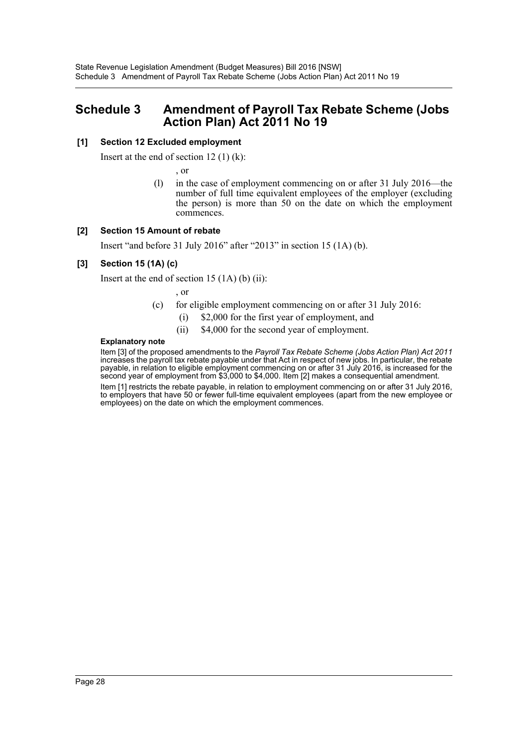# Schedule 3 Amendment of Payroll Tax Rebate Scheme (Jobs Action Plan) Act 2011 No 19

### [1] Section 12 Excluded employment

Insert at the end of section 12 (1) (k):

, or

(l) in the case of employment commencing on or after 31 July 2016—the number of full time equivalent employees of the employer (excluding the person) is more than 50 on the date on which the employment commences.

### [2] Section 15 Amount of rebate

Insert "and before 31 July 2016" after "2013" in section 15 (1A) (b).

### [3] Section 15 (1A) (c)

Insert at the end of section 15 (1A) (b) (ii):

, or

(c) for eligible employment commencing on or after 31 July 2016:

(i) $2,000 for the first year of employment, and

(ii) $4,000 for the second year of employment.

**Explanatory note**

Item [3] of the proposed amendments to the *Payroll Tax Rebate Scheme (Jobs Action Plan) Act 2011* increases the payroll tax rebate payable under that Act in respect of new jobs. In particular, the rebate payable, in relation to eligible employment commencing on or after 31 July 2016, is increased for the second year of employment from $3,000 to $4,000. Item [2] makes a consequential amendment.

Item [1] restricts the rebate payable, in relation to employment commencing on or after 31 July 2016, to employers that have 50 or fewer full-time equivalent employees (apart from the new employee or employees) on the date on which the employment commences.